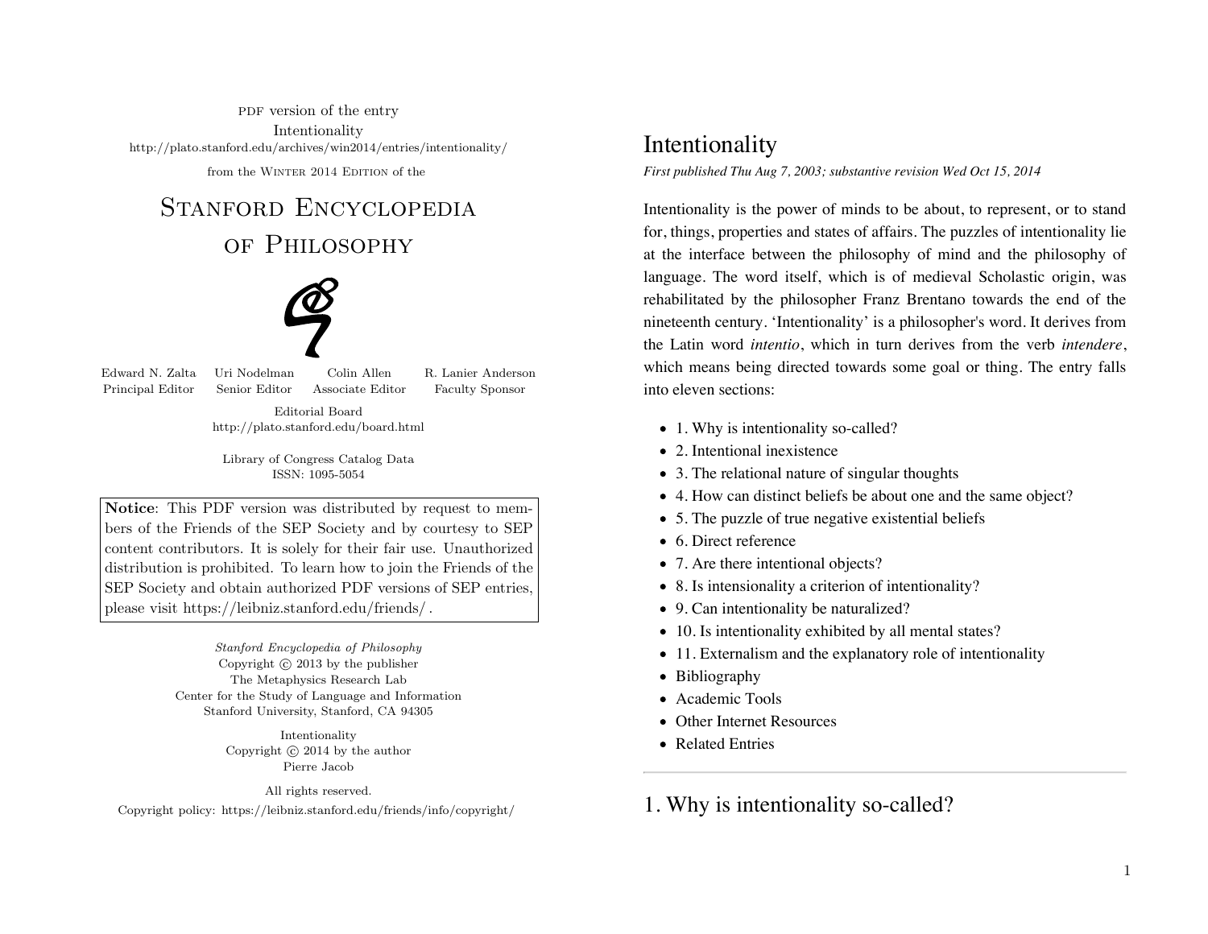PDF version of the entry
Intentionality
http://plato.stanford.edu/archives/win2014/entries/intentionality/

from the WINTER 2014 EDITION of the

# STANFORD ENCYCLOPEDIA OF PHILOSOPHY

| Edward N. Zalta | Uri Nodelman | Colin Allen | R. Lanier Anderson |
| --- | --- | --- | --- |
| Principal Editor | Senior Editor | Associate Editor | Faculty Sponsor |

Editorial Board
http://plato.stanford.edu/board.html

Library of Congress Catalog Data
ISSN: 1095-5054

**Notice**: This PDF version was distributed by request to members of the Friends of the SEP Society and by courtesy to SEP content contributors. It is solely for their fair use. Unauthorized distribution is prohibited. To learn how to join the Friends of the SEP Society and obtain authorized PDF versions of SEP entries, please visit https://leibniz.stanford.edu/friends/ .

*Stanford Encyclopedia of Philosophy*
Copyright © 2013 by the publisher
The Metaphysics Research Lab
Center for the Study of Language and Information
Stanford University, Stanford, CA 94305

Intentionality
Copyright © 2014 by the author
Pierre Jacob

All rights reserved.
Copyright policy: https://leibniz.stanford.edu/friends/info/copyright/

# Intentionality

*First published Thu Aug 7, 2003; substantive revision Wed Oct 15, 2014*

Intentionality is the power of minds to be about, to represent, or to stand for, things, properties and states of affairs. The puzzles of intentionality lie at the interface between the philosophy of mind and the philosophy of language. The word itself, which is of medieval Scholastic origin, was rehabilitated by the philosopher Franz Brentano towards the end of the nineteenth century. 'Intentionality' is a philosopher's word. It derives from the Latin word *intentio*, which in turn derives from the verb *intendere*, which means being directed towards some goal or thing. The entry falls into eleven sections:

- 1. Why is intentionality so-called?
- 2. Intentional inexistence
- 3. The relational nature of singular thoughts
- 4. How can distinct beliefs be about one and the same object?
- 5. The puzzle of true negative existential beliefs
- 6. Direct reference
- 7. Are there intentional objects?
- 8. Is intensionality a criterion of intentionality?
- 9. Can intentionality be naturalized?
- 10. Is intentionality exhibited by all mental states?
- 11. Externalism and the explanatory role of intentionality
- Bibliography
- Academic Tools
- Other Internet Resources
- Related Entries

## 1. Why is intentionality so-called?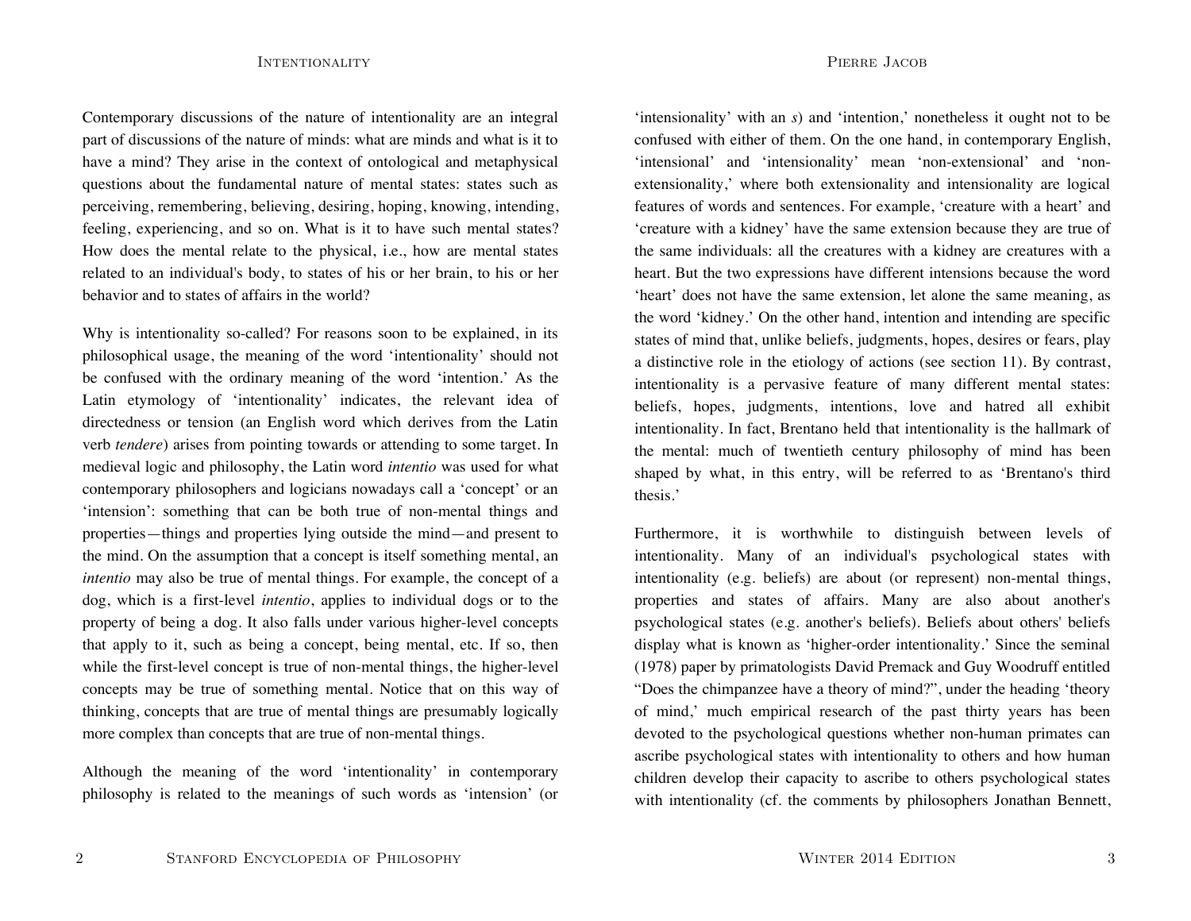Contemporary discussions of the nature of intentionality are an integral part of discussions of the nature of minds: what are minds and what is it to have a mind? They arise in the context of ontological and metaphysical questions about the fundamental nature of mental states: states such as perceiving, remembering, believing, desiring, hoping, knowing, intending, feeling, experiencing, and so on. What is it to have such mental states? How does the mental relate to the physical, i.e., how are mental states related to an individual's body, to states of his or her brain, to his or her behavior and to states of affairs in the world?

Why is intentionality so-called? For reasons soon to be explained, in its philosophical usage, the meaning of the word 'intentionality' should not be confused with the ordinary meaning of the word 'intention.' As the Latin etymology of 'intentionality' indicates, the relevant idea of directedness or tension (an English word which derives from the Latin verb *tendere*) arises from pointing towards or attending to some target. In medieval logic and philosophy, the Latin word *intentio* was used for what contemporary philosophers and logicians nowadays call a 'concept' or an 'intension': something that can be both true of non-mental things and properties—things and properties lying outside the mind—and present to the mind. On the assumption that a concept is itself something mental, an *intentio* may also be true of mental things. For example, the concept of a dog, which is a first-level *intentio*, applies to individual dogs or to the property of being a dog. It also falls under various higher-level concepts that apply to it, such as being a concept, being mental, etc. If so, then while the first-level concept is true of non-mental things, the higher-level concepts may be true of something mental. Notice that on this way of thinking, concepts that are true of mental things are presumably logically more complex than concepts that are true of non-mental things.

Although the meaning of the word 'intentionality' in contemporary philosophy is related to the meanings of such words as 'intension' (or 'intensionality' with an *s*) and 'intention,' nonetheless it ought not to be confused with either of them. On the one hand, in contemporary English, 'intensional' and 'intensionality' mean 'non-extensional' and 'non-extensionality,' where both extensionality and intensionality are logical features of words and sentences. For example, 'creature with a heart' and 'creature with a kidney' have the same extension because they are true of the same individuals: all the creatures with a kidney are creatures with a heart. But the two expressions have different intensions because the word 'heart' does not have the same extension, let alone the same meaning, as the word 'kidney.' On the other hand, intention and intending are specific states of mind that, unlike beliefs, judgments, hopes, desires or fears, play a distinctive role in the etiology of actions (see section 11). By contrast, intentionality is a pervasive feature of many different mental states: beliefs, hopes, judgments, intentions, love and hatred all exhibit intentionality. In fact, Brentano held that intentionality is the hallmark of the mental: much of twentieth century philosophy of mind has been shaped by what, in this entry, will be referred to as 'Brentano's third thesis.'

Furthermore, it is worthwhile to distinguish between levels of intentionality. Many of an individual's psychological states with intentionality (e.g. beliefs) are about (or represent) non-mental things, properties and states of affairs. Many are also about another's psychological states (e.g. another's beliefs). Beliefs about others' beliefs display what is known as 'higher-order intentionality.' Since the seminal (1978) paper by primatologists David Premack and Guy Woodruff entitled "Does the chimpanzee have a theory of mind?", under the heading 'theory of mind,' much empirical research of the past thirty years has been devoted to the psychological questions whether non-human primates can ascribe psychological states with intentionality to others and how human children develop their capacity to ascribe to others psychological states with intentionality (cf. the comments by philosophers Jonathan Bennett,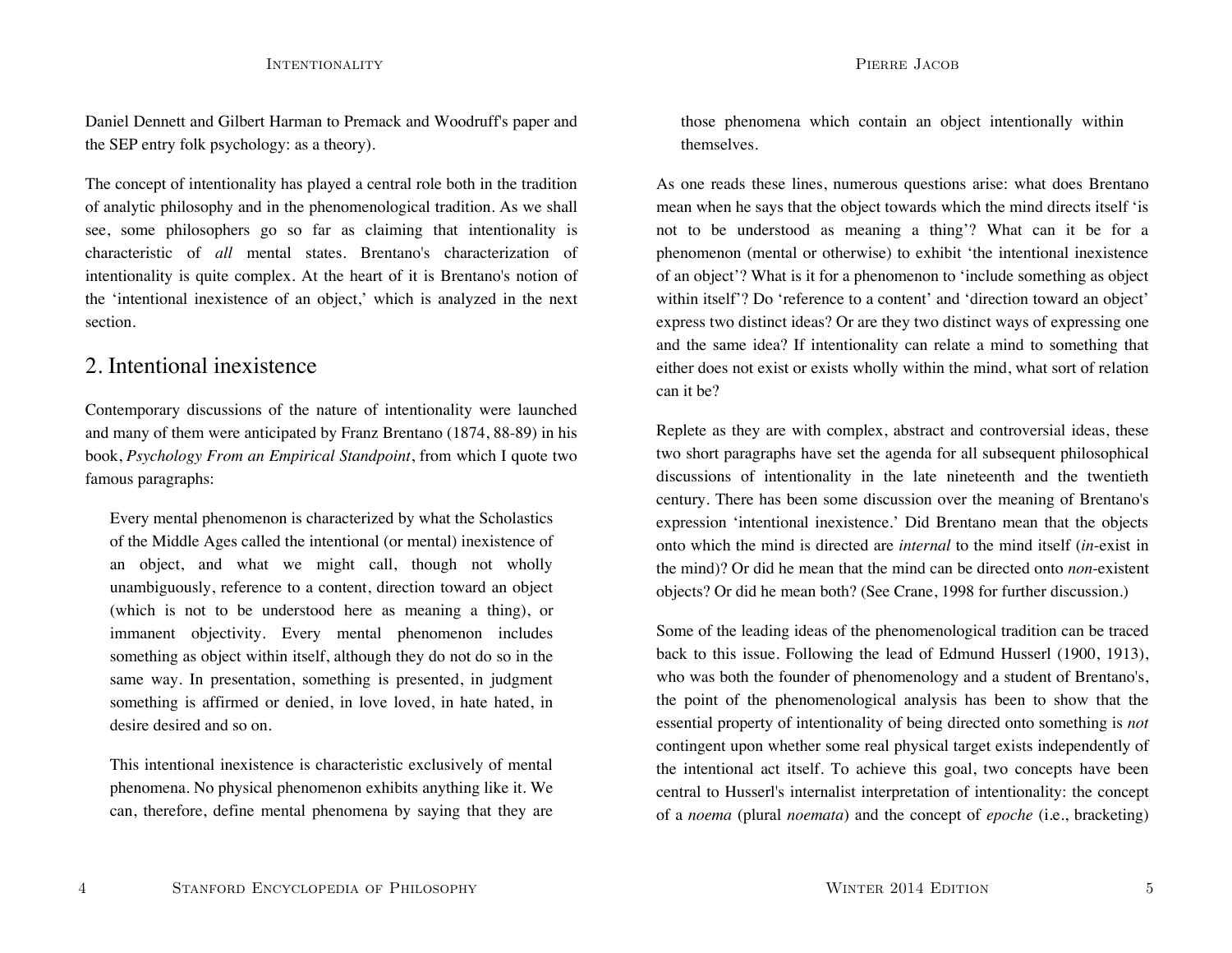Daniel Dennett and Gilbert Harman to Premack and Woodruff's paper and the SEP entry folk psychology: as a theory).

The concept of intentionality has played a central role both in the tradition of analytic philosophy and in the phenomenological tradition. As we shall see, some philosophers go so far as claiming that intentionality is characteristic of *all* mental states. Brentano's characterization of intentionality is quite complex. At the heart of it is Brentano's notion of the 'intentional inexistence of an object,' which is analyzed in the next section.

## 2. Intentional inexistence

Contemporary discussions of the nature of intentionality were launched and many of them were anticipated by Franz Brentano (1874, 88-89) in his book, *Psychology From an Empirical Standpoint*, from which I quote two famous paragraphs:

> Every mental phenomenon is characterized by what the Scholastics of the Middle Ages called the intentional (or mental) inexistence of an object, and what we might call, though not wholly unambiguously, reference to a content, direction toward an object (which is not to be understood here as meaning a thing), or immanent objectivity. Every mental phenomenon includes something as object within itself, although they do not do so in the same way. In presentation, something is presented, in judgment something is affirmed or denied, in love loved, in hate hated, in desire desired and so on.
>
> This intentional inexistence is characteristic exclusively of mental phenomena. No physical phenomenon exhibits anything like it. We can, therefore, define mental phenomena by saying that they are those phenomena which contain an object intentionally within themselves.

As one reads these lines, numerous questions arise: what does Brentano mean when he says that the object towards which the mind directs itself 'is not to be understood as meaning a thing'? What can it be for a phenomenon (mental or otherwise) to exhibit 'the intentional inexistence of an object'? What is it for a phenomenon to 'include something as object within itself'? Do 'reference to a content' and 'direction toward an object' express two distinct ideas? Or are they two distinct ways of expressing one and the same idea? If intentionality can relate a mind to something that either does not exist or exists wholly within the mind, what sort of relation can it be?

Replete as they are with complex, abstract and controversial ideas, these two short paragraphs have set the agenda for all subsequent philosophical discussions of intentionality in the late nineteenth and the twentieth century. There has been some discussion over the meaning of Brentano's expression 'intentional inexistence.' Did Brentano mean that the objects onto which the mind is directed are *internal* to the mind itself (*in*-exist in the mind)? Or did he mean that the mind can be directed onto *non*-existent objects? Or did he mean both? (See Crane, 1998 for further discussion.)

Some of the leading ideas of the phenomenological tradition can be traced back to this issue. Following the lead of Edmund Husserl (1900, 1913), who was both the founder of phenomenology and a student of Brentano's, the point of the phenomenological analysis has been to show that the essential property of intentionality of being directed onto something is *not* contingent upon whether some real physical target exists independently of the intentional act itself. To achieve this goal, two concepts have been central to Husserl's internalist interpretation of intentionality: the concept of a *noema* (plural *noemata*) and the concept of *epoche* (i.e., bracketing)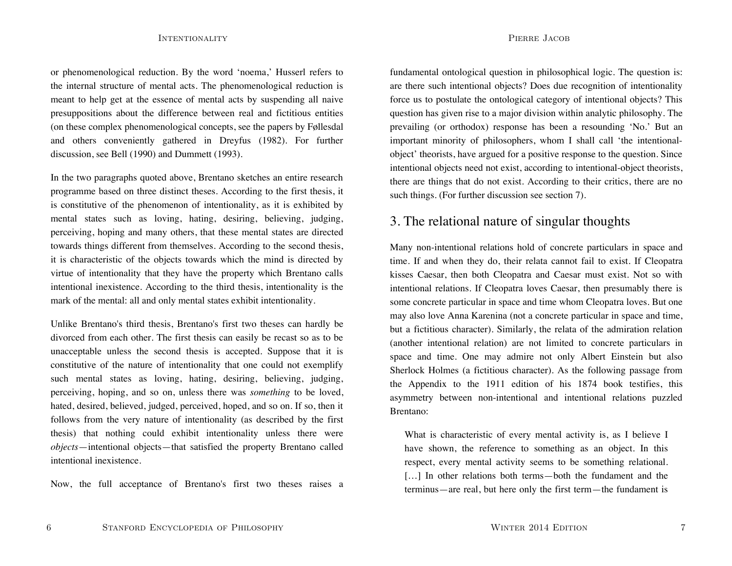or phenomenological reduction. By the word 'noema,' Husserl refers to the internal structure of mental acts. The phenomenological reduction is meant to help get at the essence of mental acts by suspending all naive presuppositions about the difference between real and fictitious entities (on these complex phenomenological concepts, see the papers by Føllesdal and others conveniently gathered in Dreyfus (1982). For further discussion, see Bell (1990) and Dummett (1993).

In the two paragraphs quoted above, Brentano sketches an entire research programme based on three distinct theses. According to the first thesis, it is constitutive of the phenomenon of intentionality, as it is exhibited by mental states such as loving, hating, desiring, believing, judging, perceiving, hoping and many others, that these mental states are directed towards things different from themselves. According to the second thesis, it is characteristic of the objects towards which the mind is directed by virtue of intentionality that they have the property which Brentano calls intentional inexistence. According to the third thesis, intentionality is the mark of the mental: all and only mental states exhibit intentionality.

Unlike Brentano's third thesis, Brentano's first two theses can hardly be divorced from each other. The first thesis can easily be recast so as to be unacceptable unless the second thesis is accepted. Suppose that it is constitutive of the nature of intentionality that one could not exemplify such mental states as loving, hating, desiring, believing, judging, perceiving, hoping, and so on, unless there was *something* to be loved, hated, desired, believed, judged, perceived, hoped, and so on. If so, then it follows from the very nature of intentionality (as described by the first thesis) that nothing could exhibit intentionality unless there were *objects*—intentional objects—that satisfied the property Brentano called intentional inexistence.

Now, the full acceptance of Brentano's first two theses raises a fundamental ontological question in philosophical logic. The question is: are there such intentional objects? Does due recognition of intentionality force us to postulate the ontological category of intentional objects? This question has given rise to a major division within analytic philosophy. The prevailing (or orthodox) response has been a resounding 'No.' But an important minority of philosophers, whom I shall call 'the intentional-object' theorists, have argued for a positive response to the question. Since intentional objects need not exist, according to intentional-object theorists, there are things that do not exist. According to their critics, there are no such things. (For further discussion see section 7).

## 3. The relational nature of singular thoughts

Many non-intentional relations hold of concrete particulars in space and time. If and when they do, their relata cannot fail to exist. If Cleopatra kisses Caesar, then both Cleopatra and Caesar must exist. Not so with intentional relations. If Cleopatra loves Caesar, then presumably there is some concrete particular in space and time whom Cleopatra loves. But one may also love Anna Karenina (not a concrete particular in space and time, but a fictitious character). Similarly, the relata of the admiration relation (another intentional relation) are not limited to concrete particulars in space and time. One may admire not only Albert Einstein but also Sherlock Holmes (a fictitious character). As the following passage from the Appendix to the 1911 edition of his 1874 book testifies, this asymmetry between non-intentional and intentional relations puzzled Brentano:

> What is characteristic of every mental activity is, as I believe I have shown, the reference to something as an object. In this respect, every mental activity seems to be something relational. […] In other relations both terms—both the fundament and the terminus—are real, but here only the first term—the fundament is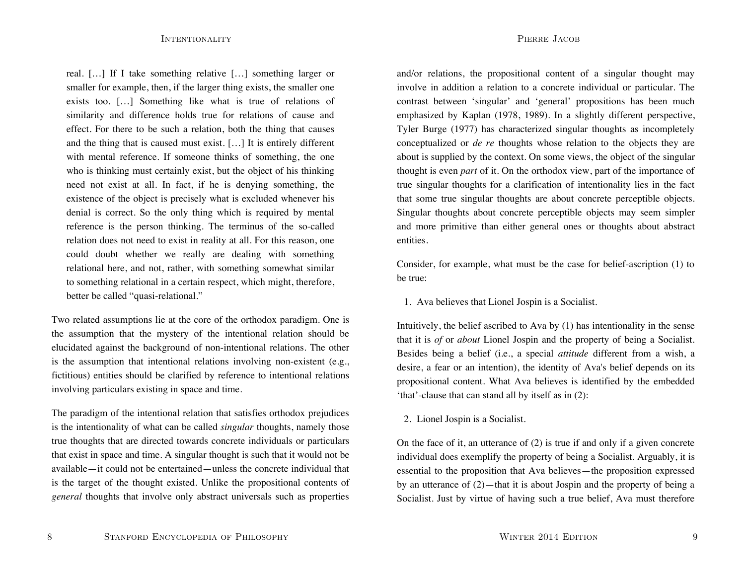> real. […] If I take something relative […] something larger or smaller for example, then, if the larger thing exists, the smaller one exists too. […] Something like what is true of relations of similarity and difference holds true for relations of cause and effect. For there to be such a relation, both the thing that causes and the thing that is caused must exist. […] It is entirely different with mental reference. If someone thinks of something, the one who is thinking must certainly exist, but the object of his thinking need not exist at all. In fact, if he is denying something, the existence of the object is precisely what is excluded whenever his denial is correct. So the only thing which is required by mental reference is the person thinking. The terminus of the so-called relation does not need to exist in reality at all. For this reason, one could doubt whether we really are dealing with something relational here, and not, rather, with something somewhat similar to something relational in a certain respect, which might, therefore, better be called "quasi-relational."

Two related assumptions lie at the core of the orthodox paradigm. One is the assumption that the mystery of the intentional relation should be elucidated against the background of non-intentional relations. The other is the assumption that intentional relations involving non-existent (e.g., fictitious) entities should be clarified by reference to intentional relations involving particulars existing in space and time.

The paradigm of the intentional relation that satisfies orthodox prejudices is the intentionality of what can be called *singular* thoughts, namely those true thoughts that are directed towards concrete individuals or particulars that exist in space and time. A singular thought is such that it would not be available—it could not be entertained—unless the concrete individual that is the target of the thought existed. Unlike the propositional contents of *general* thoughts that involve only abstract universals such as properties and/or relations, the propositional content of a singular thought may involve in addition a relation to a concrete individual or particular. The contrast between 'singular' and 'general' propositions has been much emphasized by Kaplan (1978, 1989). In a slightly different perspective, Tyler Burge (1977) has characterized singular thoughts as incompletely conceptualized or *de re* thoughts whose relation to the objects they are about is supplied by the context. On some views, the object of the singular thought is even *part* of it. On the orthodox view, part of the importance of true singular thoughts for a clarification of intentionality lies in the fact that some true singular thoughts are about concrete perceptible objects. Singular thoughts about concrete perceptible objects may seem simpler and more primitive than either general ones or thoughts about abstract entities.

Consider, for example, what must be the case for belief-ascription (1) to be true:

1. Ava believes that Lionel Jospin is a Socialist.

Intuitively, the belief ascribed to Ava by (1) has intentionality in the sense that it is *of* or *about* Lionel Jospin and the property of being a Socialist. Besides being a belief (i.e., a special *attitude* different from a wish, a desire, a fear or an intention), the identity of Ava's belief depends on its propositional content. What Ava believes is identified by the embedded 'that'-clause that can stand all by itself as in (2):

2. Lionel Jospin is a Socialist.

On the face of it, an utterance of (2) is true if and only if a given concrete individual does exemplify the property of being a Socialist. Arguably, it is essential to the proposition that Ava believes—the proposition expressed by an utterance of (2)—that it is about Jospin and the property of being a Socialist. Just by virtue of having such a true belief, Ava must therefore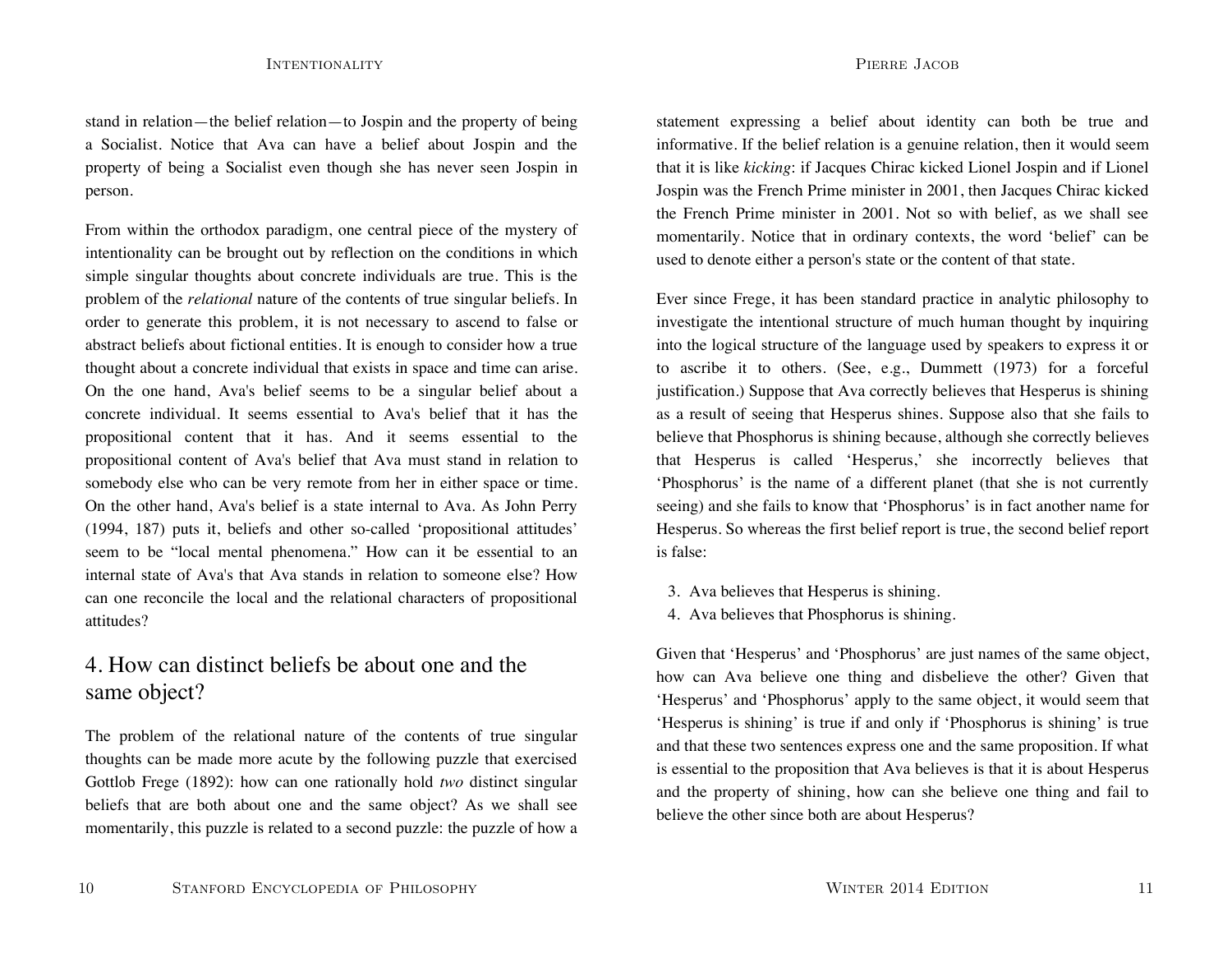stand in relation—the belief relation—to Jospin and the property of being a Socialist. Notice that Ava can have a belief about Jospin and the property of being a Socialist even though she has never seen Jospin in person.

From within the orthodox paradigm, one central piece of the mystery of intentionality can be brought out by reflection on the conditions in which simple singular thoughts about concrete individuals are true. This is the problem of the *relational* nature of the contents of true singular beliefs. In order to generate this problem, it is not necessary to ascend to false or abstract beliefs about fictional entities. It is enough to consider how a true thought about a concrete individual that exists in space and time can arise. On the one hand, Ava's belief seems to be a singular belief about a concrete individual. It seems essential to Ava's belief that it has the propositional content that it has. And it seems essential to the propositional content of Ava's belief that Ava must stand in relation to somebody else who can be very remote from her in either space or time. On the other hand, Ava's belief is a state internal to Ava. As John Perry (1994, 187) puts it, beliefs and other so-called 'propositional attitudes' seem to be "local mental phenomena." How can it be essential to an internal state of Ava's that Ava stands in relation to someone else? How can one reconcile the local and the relational characters of propositional attitudes?

## 4. How can distinct beliefs be about one and the same object?

The problem of the relational nature of the contents of true singular thoughts can be made more acute by the following puzzle that exercised Gottlob Frege (1892): how can one rationally hold *two* distinct singular beliefs that are both about one and the same object? As we shall see momentarily, this puzzle is related to a second puzzle: the puzzle of how a statement expressing a belief about identity can both be true and informative. If the belief relation is a genuine relation, then it would seem that it is like *kicking*: if Jacques Chirac kicked Lionel Jospin and if Lionel Jospin was the French Prime minister in 2001, then Jacques Chirac kicked the French Prime minister in 2001. Not so with belief, as we shall see momentarily. Notice that in ordinary contexts, the word 'belief' can be used to denote either a person's state or the content of that state.

Ever since Frege, it has been standard practice in analytic philosophy to investigate the intentional structure of much human thought by inquiring into the logical structure of the language used by speakers to express it or to ascribe it to others. (See, e.g., Dummett (1973) for a forceful justification.) Suppose that Ava correctly believes that Hesperus is shining as a result of seeing that Hesperus shines. Suppose also that she fails to believe that Phosphorus is shining because, although she correctly believes that Hesperus is called 'Hesperus,' she incorrectly believes that 'Phosphorus' is the name of a different planet (that she is not currently seeing) and she fails to know that 'Phosphorus' is in fact another name for Hesperus. So whereas the first belief report is true, the second belief report is false:

3. Ava believes that Hesperus is shining.
4. Ava believes that Phosphorus is shining.

Given that 'Hesperus' and 'Phosphorus' are just names of the same object, how can Ava believe one thing and disbelieve the other? Given that 'Hesperus' and 'Phosphorus' apply to the same object, it would seem that 'Hesperus is shining' is true if and only if 'Phosphorus is shining' is true and that these two sentences express one and the same proposition. If what is essential to the proposition that Ava believes is that it is about Hesperus and the property of shining, how can she believe one thing and fail to believe the other since both are about Hesperus?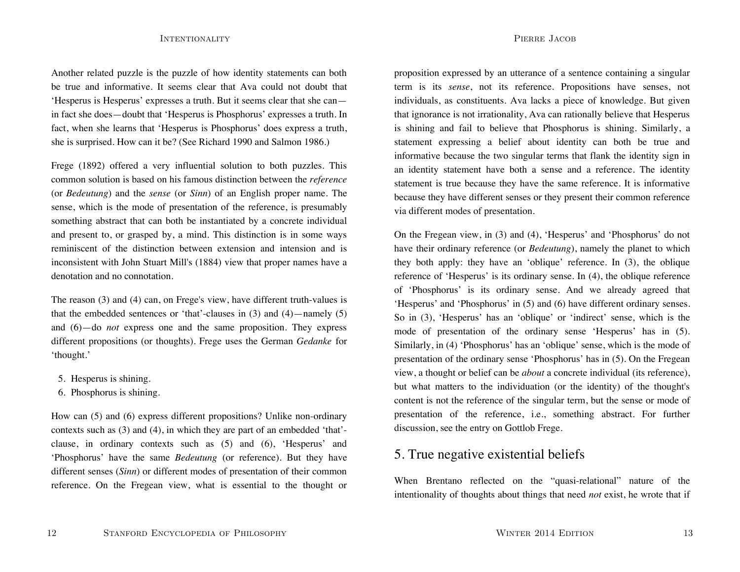Another related puzzle is the puzzle of how identity statements can both be true and informative. It seems clear that Ava could not doubt that ‘Hesperus is Hesperus’ expresses a truth. But it seems clear that she can—in fact she does—doubt that ‘Hesperus is Phosphorus’ expresses a truth. In fact, when she learns that ‘Hesperus is Phosphorus’ does express a truth, she is surprised. How can it be? (See Richard 1990 and Salmon 1986.)

Frege (1892) offered a very influential solution to both puzzles. This common solution is based on his famous distinction between the *reference* (or *Bedeutung*) and the *sense* (or *Sinn*) of an English proper name. The sense, which is the mode of presentation of the reference, is presumably something abstract that can both be instantiated by a concrete individual and present to, or grasped by, a mind. This distinction is in some ways reminiscent of the distinction between extension and intension and is inconsistent with John Stuart Mill's (1884) view that proper names have a denotation and no connotation.

The reason (3) and (4) can, on Frege's view, have different truth-values is that the embedded sentences or ‘that’-clauses in (3) and (4)—namely (5) and (6)—do *not* express one and the same proposition. They express different propositions (or thoughts). Frege uses the German *Gedanke* for ‘thought.’

5. Hesperus is shining.
6. Phosphorus is shining.

How can (5) and (6) express different propositions? Unlike non-ordinary contexts such as (3) and (4), in which they are part of an embedded ‘that’-clause, in ordinary contexts such as (5) and (6), ‘Hesperus’ and ‘Phosphorus’ have the same *Bedeutung* (or reference). But they have different senses (*Sinn*) or different modes of presentation of their common reference. On the Fregean view, what is essential to the thought or proposition expressed by an utterance of a sentence containing a singular term is its *sense*, not its reference. Propositions have senses, not individuals, as constituents. Ava lacks a piece of knowledge. But given that ignorance is not irrationality, Ava can rationally believe that Hesperus is shining and fail to believe that Phosphorus is shining. Similarly, a statement expressing a belief about identity can both be true and informative because the two singular terms that flank the identity sign in an identity statement have both a sense and a reference. The identity statement is true because they have the same reference. It is informative because they have different senses or they present their common reference via different modes of presentation.

On the Fregean view, in (3) and (4), ‘Hesperus’ and ‘Phosphorus’ do not have their ordinary reference (or *Bedeutung*), namely the planet to which they both apply: they have an ‘oblique’ reference. In (3), the oblique reference of ‘Hesperus’ is its ordinary sense. In (4), the oblique reference of ‘Phosphorus’ is its ordinary sense. And we already agreed that ‘Hesperus’ and ‘Phosphorus’ in (5) and (6) have different ordinary senses. So in (3), ‘Hesperus’ has an ‘oblique’ or ‘indirect’ sense, which is the mode of presentation of the ordinary sense ‘Hesperus’ has in (5). Similarly, in (4) ‘Phosphorus’ has an ‘oblique’ sense, which is the mode of presentation of the ordinary sense ‘Phosphorus’ has in (5). On the Fregean view, a thought or belief can be *about* a concrete individual (its reference), but what matters to the individuation (or the identity) of the thought's content is not the reference of the singular term, but the sense or mode of presentation of the reference, i.e., something abstract. For further discussion, see the entry on Gottlob Frege.

## 5. True negative existential beliefs

When Brentano reflected on the “quasi-relational” nature of the intentionality of thoughts about things that need *not* exist, he wrote that if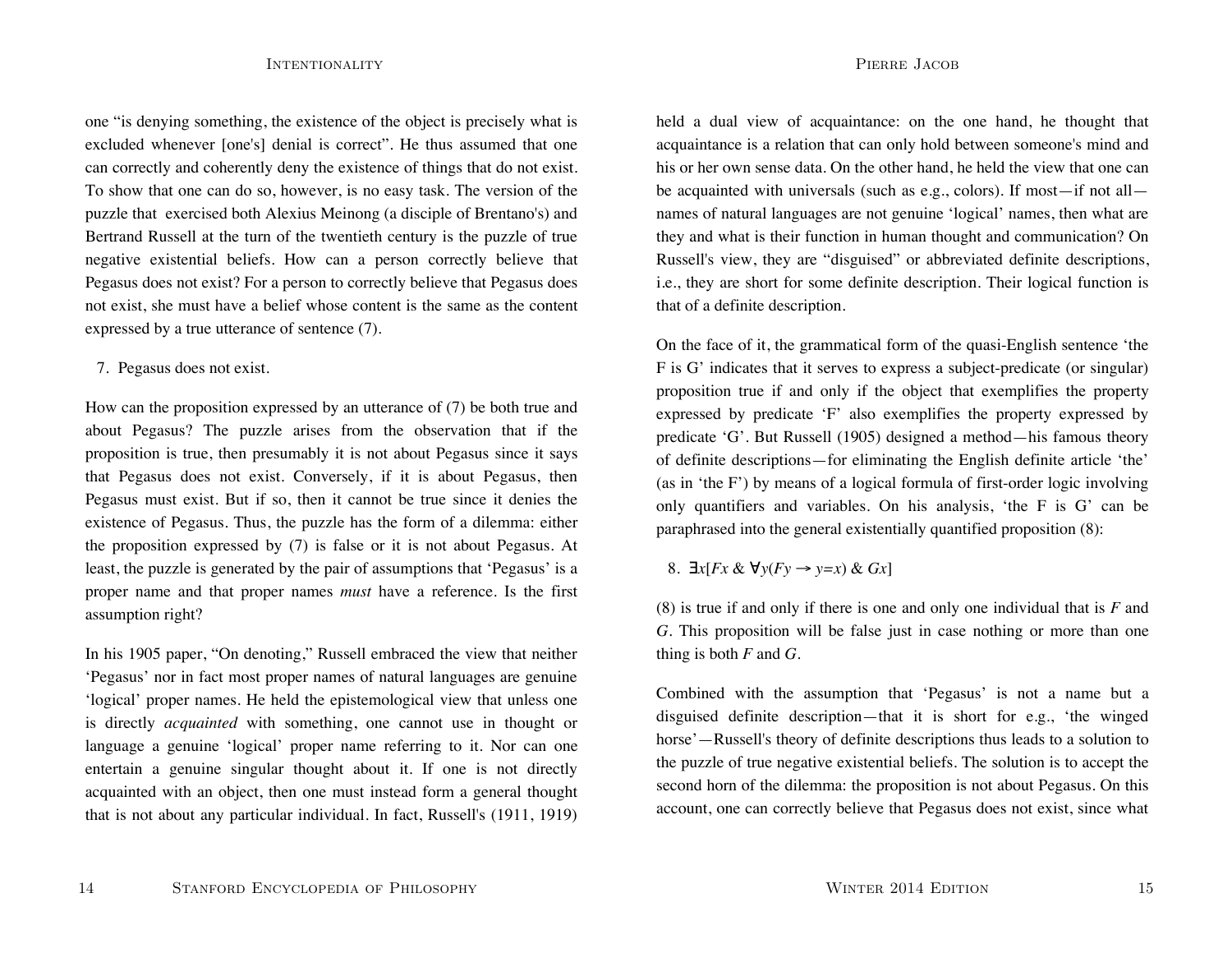one "is denying something, the existence of the object is precisely what is excluded whenever [one's] denial is correct". He thus assumed that one can correctly and coherently deny the existence of things that do not exist. To show that one can do so, however, is no easy task. The version of the puzzle that exercised both Alexius Meinong (a disciple of Brentano's) and Bertrand Russell at the turn of the twentieth century is the puzzle of true negative existential beliefs. How can a person correctly believe that Pegasus does not exist? For a person to correctly believe that Pegasus does not exist, she must have a belief whose content is the same as the content expressed by a true utterance of sentence (7).

7. Pegasus does not exist.

How can the proposition expressed by an utterance of (7) be both true and about Pegasus? The puzzle arises from the observation that if the proposition is true, then presumably it is not about Pegasus since it says that Pegasus does not exist. Conversely, if it is about Pegasus, then Pegasus must exist. But if so, then it cannot be true since it denies the existence of Pegasus. Thus, the puzzle has the form of a dilemma: either the proposition expressed by (7) is false or it is not about Pegasus. At least, the puzzle is generated by the pair of assumptions that 'Pegasus' is a proper name and that proper names *must* have a reference. Is the first assumption right?

In his 1905 paper, "On denoting," Russell embraced the view that neither 'Pegasus' nor in fact most proper names of natural languages are genuine 'logical' proper names. He held the epistemological view that unless one is directly *acquainted* with something, one cannot use in thought or language a genuine 'logical' proper name referring to it. Nor can one entertain a genuine singular thought about it. If one is not directly acquainted with an object, then one must instead form a general thought that is not about any particular individual. In fact, Russell's (1911, 1919) held a dual view of acquaintance: on the one hand, he thought that acquaintance is a relation that can only hold between someone's mind and his or her own sense data. On the other hand, he held the view that one can be acquainted with universals (such as e.g., colors). If most—if not all—names of natural languages are not genuine 'logical' names, then what are they and what is their function in human thought and communication? On Russell's view, they are "disguised" or abbreviated definite descriptions, i.e., they are short for some definite description. Their logical function is that of a definite description.

On the face of it, the grammatical form of the quasi-English sentence 'the F is G' indicates that it serves to express a subject-predicate (or singular) proposition true if and only if the object that exemplifies the property expressed by predicate 'F' also exemplifies the property expressed by predicate 'G'. But Russell (1905) designed a method—his famous theory of definite descriptions—for eliminating the English definite article 'the' (as in 'the F') by means of a logical formula of first-order logic involving only quantifiers and variables. On his analysis, 'the F is G' can be paraphrased into the general existentially quantified proposition (8):

8. $\exists x[Fx \;\&\; \forall y(Fy \rightarrow y{=}x) \;\&\; Gx]$

(8) is true if and only if there is one and only one individual that is *F* and *G*. This proposition will be false just in case nothing or more than one thing is both *F* and *G*.

Combined with the assumption that 'Pegasus' is not a name but a disguised definite description—that it is short for e.g., 'the winged horse'—Russell's theory of definite descriptions thus leads to a solution to the puzzle of true negative existential beliefs. The solution is to accept the second horn of the dilemma: the proposition is not about Pegasus. On this account, one can correctly believe that Pegasus does not exist, since what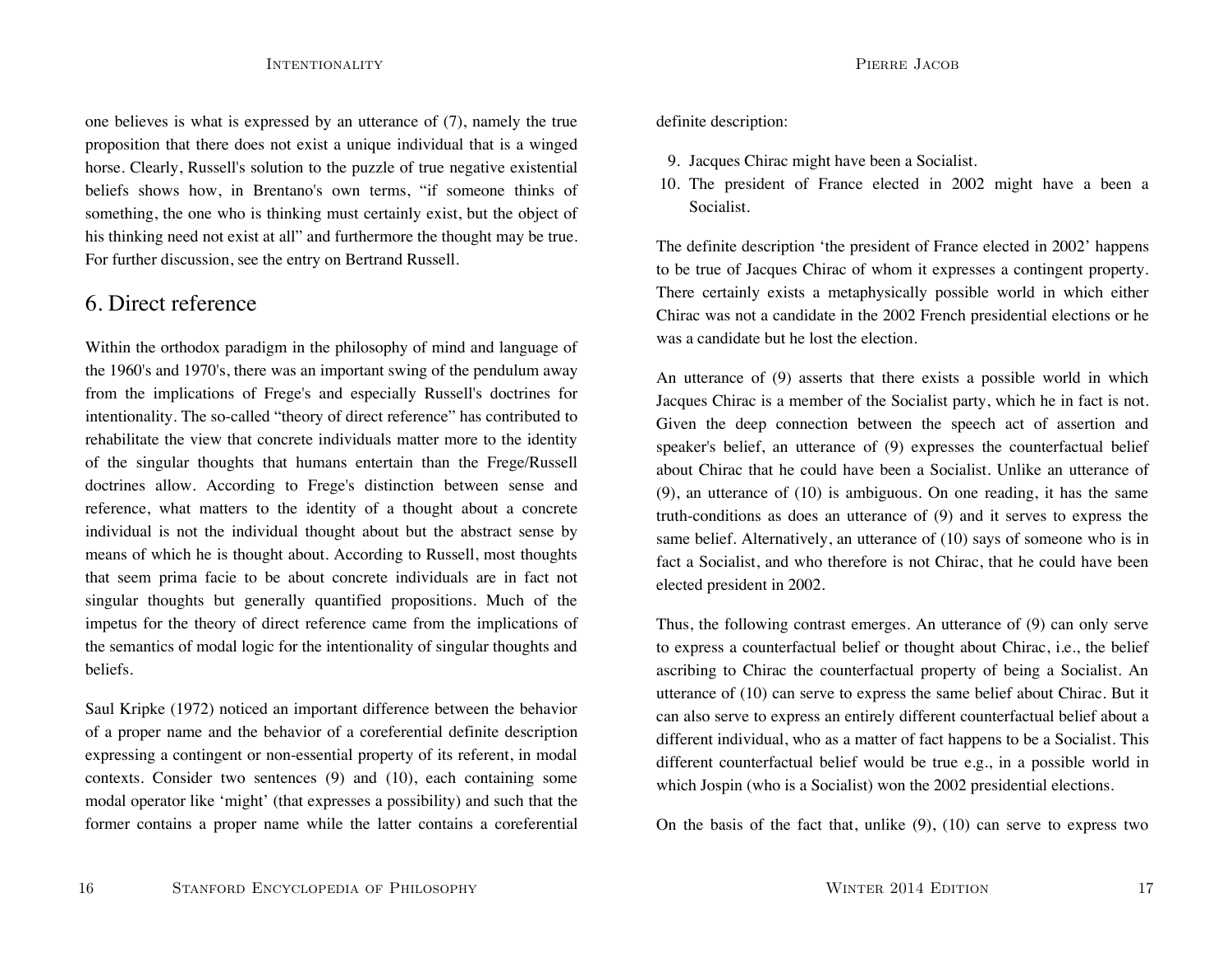one believes is what is expressed by an utterance of (7), namely the true proposition that there does not exist a unique individual that is a winged horse. Clearly, Russell's solution to the puzzle of true negative existential beliefs shows how, in Brentano's own terms, “if someone thinks of something, the one who is thinking must certainly exist, but the object of his thinking need not exist at all” and furthermore the thought may be true. For further discussion, see the entry on Bertrand Russell.

## 6. Direct reference

Within the orthodox paradigm in the philosophy of mind and language of the 1960's and 1970's, there was an important swing of the pendulum away from the implications of Frege's and especially Russell's doctrines for intentionality. The so-called “theory of direct reference” has contributed to rehabilitate the view that concrete individuals matter more to the identity of the singular thoughts that humans entertain than the Frege/Russell doctrines allow. According to Frege's distinction between sense and reference, what matters to the identity of a thought about a concrete individual is not the individual thought about but the abstract sense by means of which he is thought about. According to Russell, most thoughts that seem prima facie to be about concrete individuals are in fact not singular thoughts but generally quantified propositions. Much of the impetus for the theory of direct reference came from the implications of the semantics of modal logic for the intentionality of singular thoughts and beliefs.

Saul Kripke (1972) noticed an important difference between the behavior of a proper name and the behavior of a coreferential definite description expressing a contingent or non-essential property of its referent, in modal contexts. Consider two sentences (9) and (10), each containing some modal operator like ‘might’ (that expresses a possibility) and such that the former contains a proper name while the latter contains a coreferential definite description:

9. Jacques Chirac might have been a Socialist.
10. The president of France elected in 2002 might have a been a Socialist.

The definite description ‘the president of France elected in 2002’ happens to be true of Jacques Chirac of whom it expresses a contingent property. There certainly exists a metaphysically possible world in which either Chirac was not a candidate in the 2002 French presidential elections or he was a candidate but he lost the election.

An utterance of (9) asserts that there exists a possible world in which Jacques Chirac is a member of the Socialist party, which he in fact is not. Given the deep connection between the speech act of assertion and speaker's belief, an utterance of (9) expresses the counterfactual belief about Chirac that he could have been a Socialist. Unlike an utterance of (9), an utterance of (10) is ambiguous. On one reading, it has the same truth-conditions as does an utterance of (9) and it serves to express the same belief. Alternatively, an utterance of (10) says of someone who is in fact a Socialist, and who therefore is not Chirac, that he could have been elected president in 2002.

Thus, the following contrast emerges. An utterance of (9) can only serve to express a counterfactual belief or thought about Chirac, i.e., the belief ascribing to Chirac the counterfactual property of being a Socialist. An utterance of (10) can serve to express the same belief about Chirac. But it can also serve to express an entirely different counterfactual belief about a different individual, who as a matter of fact happens to be a Socialist. This different counterfactual belief would be true e.g., in a possible world in which Jospin (who is a Socialist) won the 2002 presidential elections.

On the basis of the fact that, unlike (9), (10) can serve to express two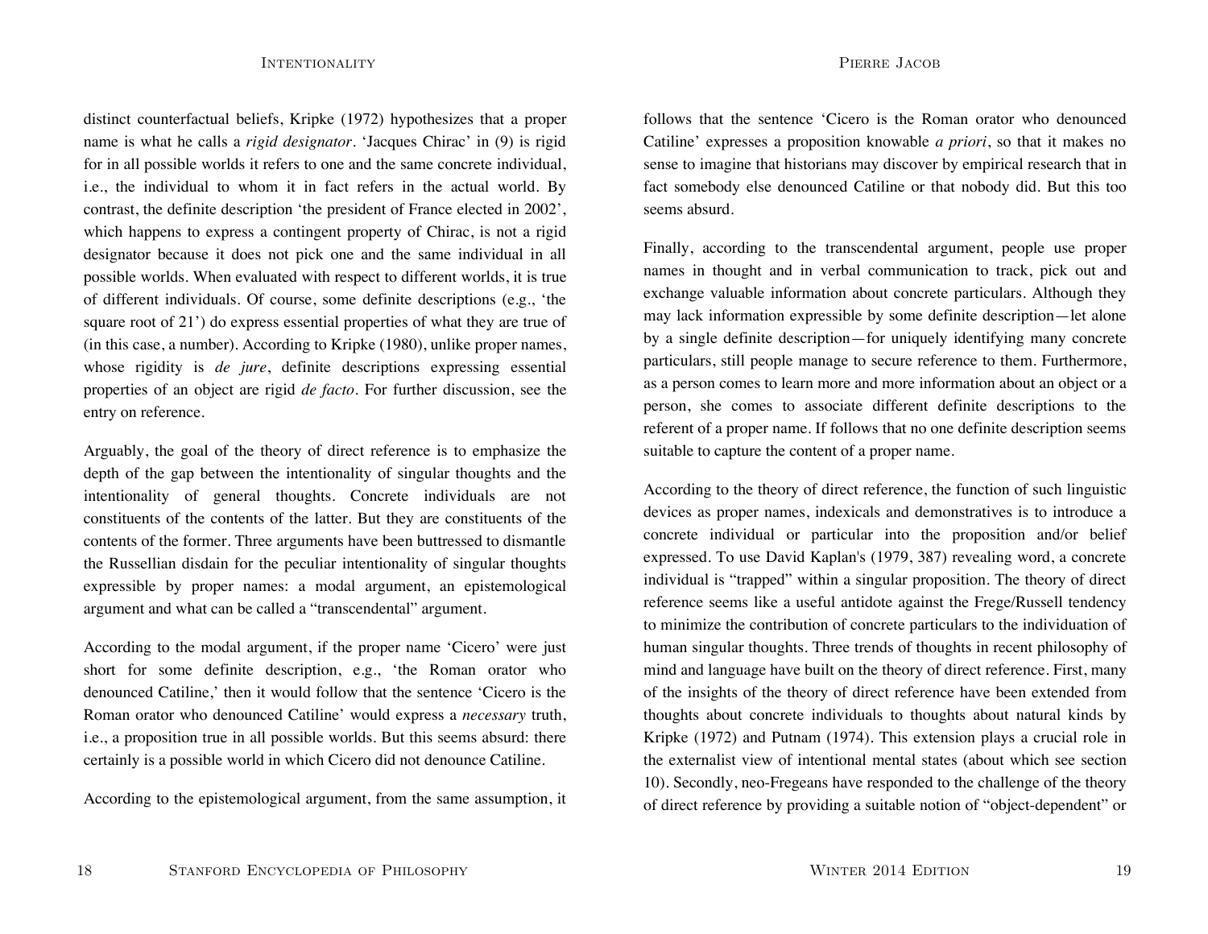distinct counterfactual beliefs, Kripke (1972) hypothesizes that a proper name is what he calls a *rigid designator*. 'Jacques Chirac' in (9) is rigid for in all possible worlds it refers to one and the same concrete individual, i.e., the individual to whom it in fact refers in the actual world. By contrast, the definite description 'the president of France elected in 2002', which happens to express a contingent property of Chirac, is not a rigid designator because it does not pick one and the same individual in all possible worlds. When evaluated with respect to different worlds, it is true of different individuals. Of course, some definite descriptions (e.g., 'the square root of 21') do express essential properties of what they are true of (in this case, a number). According to Kripke (1980), unlike proper names, whose rigidity is *de jure*, definite descriptions expressing essential properties of an object are rigid *de facto*. For further discussion, see the entry on reference.

Arguably, the goal of the theory of direct reference is to emphasize the depth of the gap between the intentionality of singular thoughts and the intentionality of general thoughts. Concrete individuals are not constituents of the contents of the latter. But they are constituents of the contents of the former. Three arguments have been buttressed to dismantle the Russellian disdain for the peculiar intentionality of singular thoughts expressible by proper names: a modal argument, an epistemological argument and what can be called a "transcendental" argument.

According to the modal argument, if the proper name 'Cicero' were just short for some definite description, e.g., 'the Roman orator who denounced Catiline,' then it would follow that the sentence 'Cicero is the Roman orator who denounced Catiline' would express a *necessary* truth, i.e., a proposition true in all possible worlds. But this seems absurd: there certainly is a possible world in which Cicero did not denounce Catiline.

According to the epistemological argument, from the same assumption, it follows that the sentence 'Cicero is the Roman orator who denounced Catiline' expresses a proposition knowable *a priori*, so that it makes no sense to imagine that historians may discover by empirical research that in fact somebody else denounced Catiline or that nobody did. But this too seems absurd.

Finally, according to the transcendental argument, people use proper names in thought and in verbal communication to track, pick out and exchange valuable information about concrete particulars. Although they may lack information expressible by some definite description—let alone by a single definite description—for uniquely identifying many concrete particulars, still people manage to secure reference to them. Furthermore, as a person comes to learn more and more information about an object or a person, she comes to associate different definite descriptions to the referent of a proper name. If follows that no one definite description seems suitable to capture the content of a proper name.

According to the theory of direct reference, the function of such linguistic devices as proper names, indexicals and demonstratives is to introduce a concrete individual or particular into the proposition and/or belief expressed. To use David Kaplan's (1979, 387) revealing word, a concrete individual is "trapped" within a singular proposition. The theory of direct reference seems like a useful antidote against the Frege/Russell tendency to minimize the contribution of concrete particulars to the individuation of human singular thoughts. Three trends of thoughts in recent philosophy of mind and language have built on the theory of direct reference. First, many of the insights of the theory of direct reference have been extended from thoughts about concrete individuals to thoughts about natural kinds by Kripke (1972) and Putnam (1974). This extension plays a crucial role in the externalist view of intentional mental states (about which see section 10). Secondly, neo-Fregeans have responded to the challenge of the theory of direct reference by providing a suitable notion of "object-dependent" or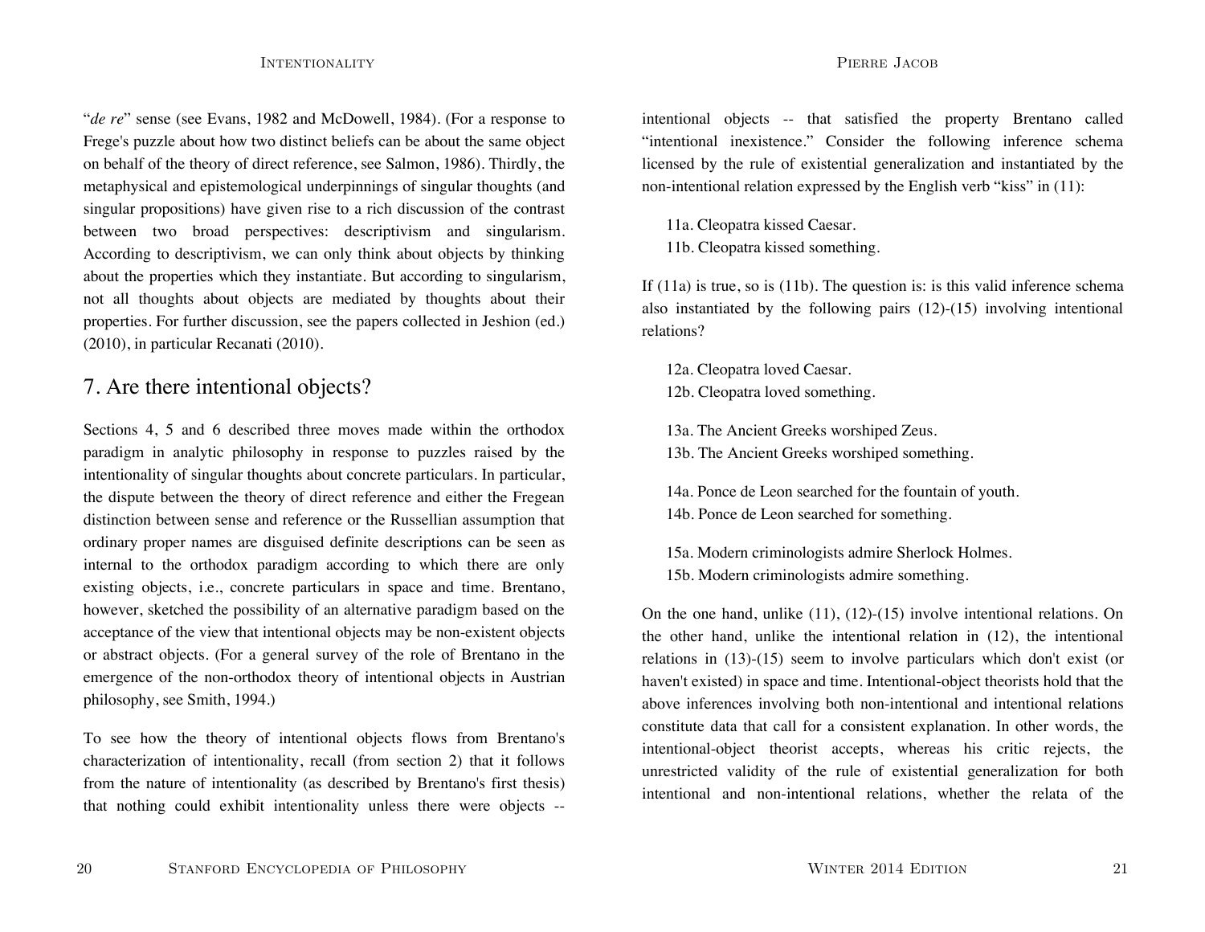"*de re*" sense (see Evans, 1982 and McDowell, 1984). (For a response to Frege's puzzle about how two distinct beliefs can be about the same object on behalf of the theory of direct reference, see Salmon, 1986). Thirdly, the metaphysical and epistemological underpinnings of singular thoughts (and singular propositions) have given rise to a rich discussion of the contrast between two broad perspectives: descriptivism and singularism. According to descriptivism, we can only think about objects by thinking about the properties which they instantiate. But according to singularism, not all thoughts about objects are mediated by thoughts about their properties. For further discussion, see the papers collected in Jeshion (ed.) (2010), in particular Recanati (2010).

## 7. Are there intentional objects?

Sections 4, 5 and 6 described three moves made within the orthodox paradigm in analytic philosophy in response to puzzles raised by the intentionality of singular thoughts about concrete particulars. In particular, the dispute between the theory of direct reference and either the Fregean distinction between sense and reference or the Russellian assumption that ordinary proper names are disguised definite descriptions can be seen as internal to the orthodox paradigm according to which there are only existing objects, i.e., concrete particulars in space and time. Brentano, however, sketched the possibility of an alternative paradigm based on the acceptance of the view that intentional objects may be non-existent objects or abstract objects. (For a general survey of the role of Brentano in the emergence of the non-orthodox theory of intentional objects in Austrian philosophy, see Smith, 1994.)

To see how the theory of intentional objects flows from Brentano's characterization of intentionality, recall (from section 2) that it follows from the nature of intentionality (as described by Brentano's first thesis) that nothing could exhibit intentionality unless there were objects -- intentional objects -- that satisfied the property Brentano called "intentional inexistence." Consider the following inference schema licensed by the rule of existential generalization and instantiated by the non-intentional relation expressed by the English verb "kiss" in (11):

> 11a. Cleopatra kissed Caesar.
> 11b. Cleopatra kissed something.

If (11a) is true, so is (11b). The question is: is this valid inference schema also instantiated by the following pairs (12)-(15) involving intentional relations?

> 12a. Cleopatra loved Caesar.
> 12b. Cleopatra loved something.
>
> 13a. The Ancient Greeks worshiped Zeus.
> 13b. The Ancient Greeks worshiped something.
>
> 14a. Ponce de Leon searched for the fountain of youth.
> 14b. Ponce de Leon searched for something.
>
> 15a. Modern criminologists admire Sherlock Holmes.
> 15b. Modern criminologists admire something.

On the one hand, unlike (11), (12)-(15) involve intentional relations. On the other hand, unlike the intentional relation in (12), the intentional relations in (13)-(15) seem to involve particulars which don't exist (or haven't existed) in space and time. Intentional-object theorists hold that the above inferences involving both non-intentional and intentional relations constitute data that call for a consistent explanation. In other words, the intentional-object theorist accepts, whereas his critic rejects, the unrestricted validity of the rule of existential generalization for both intentional and non-intentional relations, whether the relata of the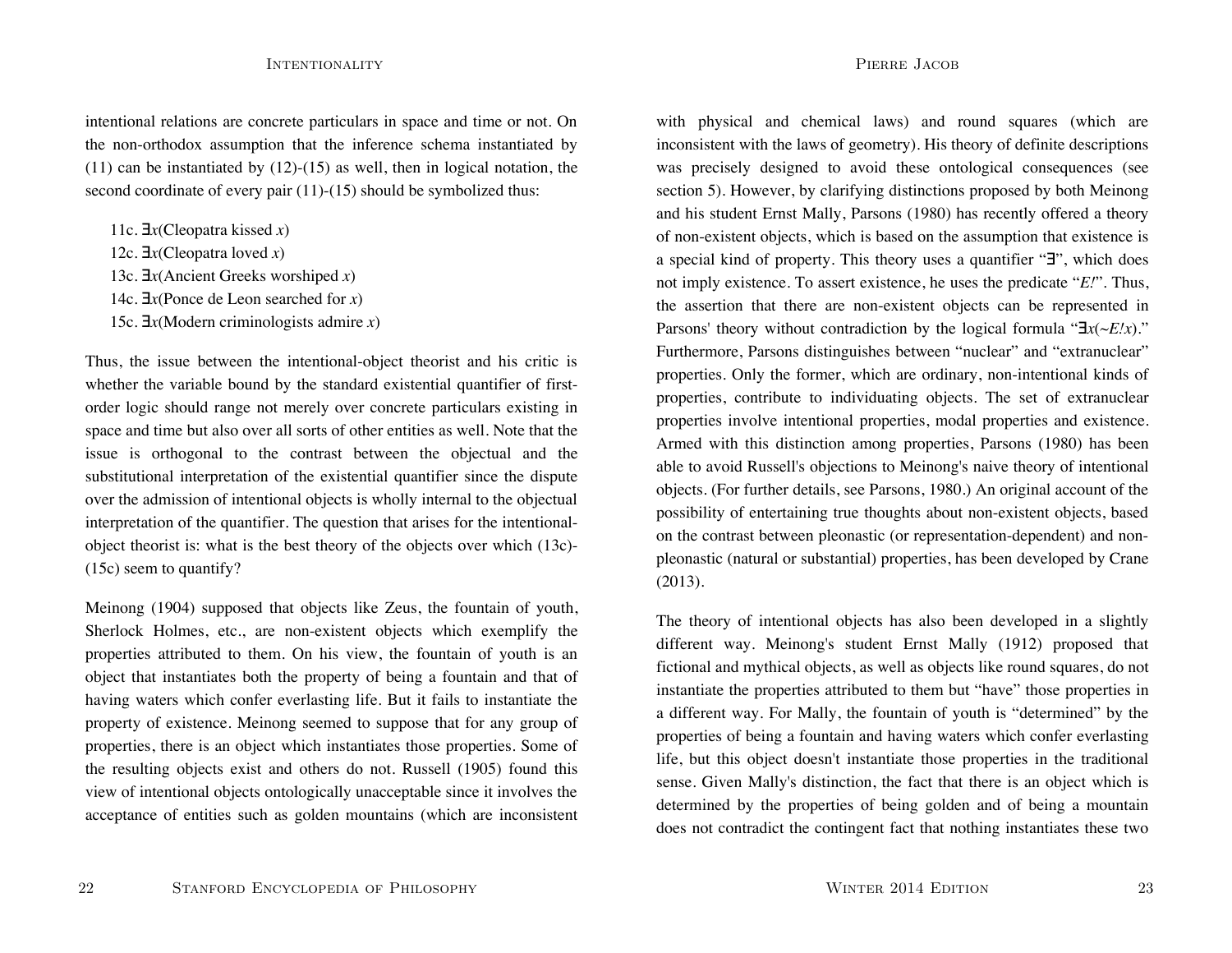intentional relations are concrete particulars in space and time or not. On the non-orthodox assumption that the inference schema instantiated by (11) can be instantiated by (12)-(15) as well, then in logical notation, the second coordinate of every pair (11)-(15) should be symbolized thus:

11c. ∃*x*(Cleopatra kissed *x*)
12c. ∃*x*(Cleopatra loved *x*)
13c. ∃*x*(Ancient Greeks worshiped *x*)
14c. ∃*x*(Ponce de Leon searched for *x*)
15c. ∃*x*(Modern criminologists admire *x*)

Thus, the issue between the intentional-object theorist and his critic is whether the variable bound by the standard existential quantifier of first-order logic should range not merely over concrete particulars existing in space and time but also over all sorts of other entities as well. Note that the issue is orthogonal to the contrast between the objectual and the substitutional interpretation of the existential quantifier since the dispute over the admission of intentional objects is wholly internal to the objectual interpretation of the quantifier. The question that arises for the intentional-object theorist is: what is the best theory of the objects over which (13c)-(15c) seem to quantify?

Meinong (1904) supposed that objects like Zeus, the fountain of youth, Sherlock Holmes, etc., are non-existent objects which exemplify the properties attributed to them. On his view, the fountain of youth is an object that instantiates both the property of being a fountain and that of having waters which confer everlasting life. But it fails to instantiate the property of existence. Meinong seemed to suppose that for any group of properties, there is an object which instantiates those properties. Some of the resulting objects exist and others do not. Russell (1905) found this view of intentional objects ontologically unacceptable since it involves the acceptance of entities such as golden mountains (which are inconsistent with physical and chemical laws) and round squares (which are inconsistent with the laws of geometry). His theory of definite descriptions was precisely designed to avoid these ontological consequences (see section 5). However, by clarifying distinctions proposed by both Meinong and his student Ernst Mally, Parsons (1980) has recently offered a theory of non-existent objects, which is based on the assumption that existence is a special kind of property. This theory uses a quantifier "∃", which does not imply existence. To assert existence, he uses the predicate "*E!*". Thus, the assertion that there are non-existent objects can be represented in Parsons' theory without contradiction by the logical formula "∃*x*(~*E!x*)." Furthermore, Parsons distinguishes between "nuclear" and "extranuclear" properties. Only the former, which are ordinary, non-intentional kinds of properties, contribute to individuating objects. The set of extranuclear properties involve intentional properties, modal properties and existence. Armed with this distinction among properties, Parsons (1980) has been able to avoid Russell's objections to Meinong's naive theory of intentional objects. (For further details, see Parsons, 1980.) An original account of the possibility of entertaining true thoughts about non-existent objects, based on the contrast between pleonastic (or representation-dependent) and non-pleonastic (natural or substantial) properties, has been developed by Crane (2013).

The theory of intentional objects has also been developed in a slightly different way. Meinong's student Ernst Mally (1912) proposed that fictional and mythical objects, as well as objects like round squares, do not instantiate the properties attributed to them but "have" those properties in a different way. For Mally, the fountain of youth is "determined" by the properties of being a fountain and having waters which confer everlasting life, but this object doesn't instantiate those properties in the traditional sense. Given Mally's distinction, the fact that there is an object which is determined by the properties of being golden and of being a mountain does not contradict the contingent fact that nothing instantiates these two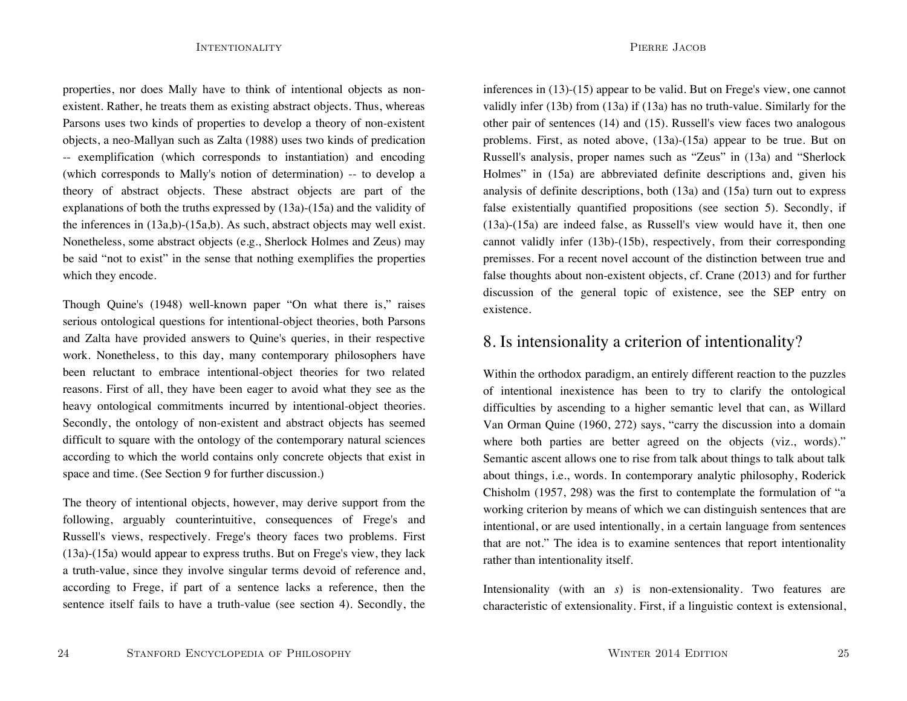properties, nor does Mally have to think of intentional objects as non-existent. Rather, he treats them as existing abstract objects. Thus, whereas Parsons uses two kinds of properties to develop a theory of non-existent objects, a neo-Mallyan such as Zalta (1988) uses two kinds of predication -- exemplification (which corresponds to instantiation) and encoding (which corresponds to Mally's notion of determination) -- to develop a theory of abstract objects. These abstract objects are part of the explanations of both the truths expressed by (13a)-(15a) and the validity of the inferences in (13a,b)-(15a,b). As such, abstract objects may well exist. Nonetheless, some abstract objects (e.g., Sherlock Holmes and Zeus) may be said "not to exist" in the sense that nothing exemplifies the properties which they encode.

Though Quine's (1948) well-known paper "On what there is," raises serious ontological questions for intentional-object theories, both Parsons and Zalta have provided answers to Quine's queries, in their respective work. Nonetheless, to this day, many contemporary philosophers have been reluctant to embrace intentional-object theories for two related reasons. First of all, they have been eager to avoid what they see as the heavy ontological commitments incurred by intentional-object theories. Secondly, the ontology of non-existent and abstract objects has seemed difficult to square with the ontology of the contemporary natural sciences according to which the world contains only concrete objects that exist in space and time. (See Section 9 for further discussion.)

The theory of intentional objects, however, may derive support from the following, arguably counterintuitive, consequences of Frege's and Russell's views, respectively. Frege's theory faces two problems. First (13a)-(15a) would appear to express truths. But on Frege's view, they lack a truth-value, since they involve singular terms devoid of reference and, according to Frege, if part of a sentence lacks a reference, then the sentence itself fails to have a truth-value (see section 4). Secondly, the inferences in (13)-(15) appear to be valid. But on Frege's view, one cannot validly infer (13b) from (13a) if (13a) has no truth-value. Similarly for the other pair of sentences (14) and (15). Russell's view faces two analogous problems. First, as noted above, (13a)-(15a) appear to be true. But on Russell's analysis, proper names such as "Zeus" in (13a) and "Sherlock Holmes" in (15a) are abbreviated definite descriptions and, given his analysis of definite descriptions, both (13a) and (15a) turn out to express false existentially quantified propositions (see section 5). Secondly, if (13a)-(15a) are indeed false, as Russell's view would have it, then one cannot validly infer (13b)-(15b), respectively, from their corresponding premisses. For a recent novel account of the distinction between true and false thoughts about non-existent objects, cf. Crane (2013) and for further discussion of the general topic of existence, see the SEP entry on existence.

## 8. Is intensionality a criterion of intentionality?

Within the orthodox paradigm, an entirely different reaction to the puzzles of intentional inexistence has been to try to clarify the ontological difficulties by ascending to a higher semantic level that can, as Willard Van Orman Quine (1960, 272) says, "carry the discussion into a domain where both parties are better agreed on the objects (viz., words)." Semantic ascent allows one to rise from talk about things to talk about talk about things, i.e., words. In contemporary analytic philosophy, Roderick Chisholm (1957, 298) was the first to contemplate the formulation of "a working criterion by means of which we can distinguish sentences that are intentional, or are used intentionally, in a certain language from sentences that are not." The idea is to examine sentences that report intentionality rather than intentionality itself.

Intensionality (with an *s*) is non-extensionality. Two features are characteristic of extensionality. First, if a linguistic context is extensional,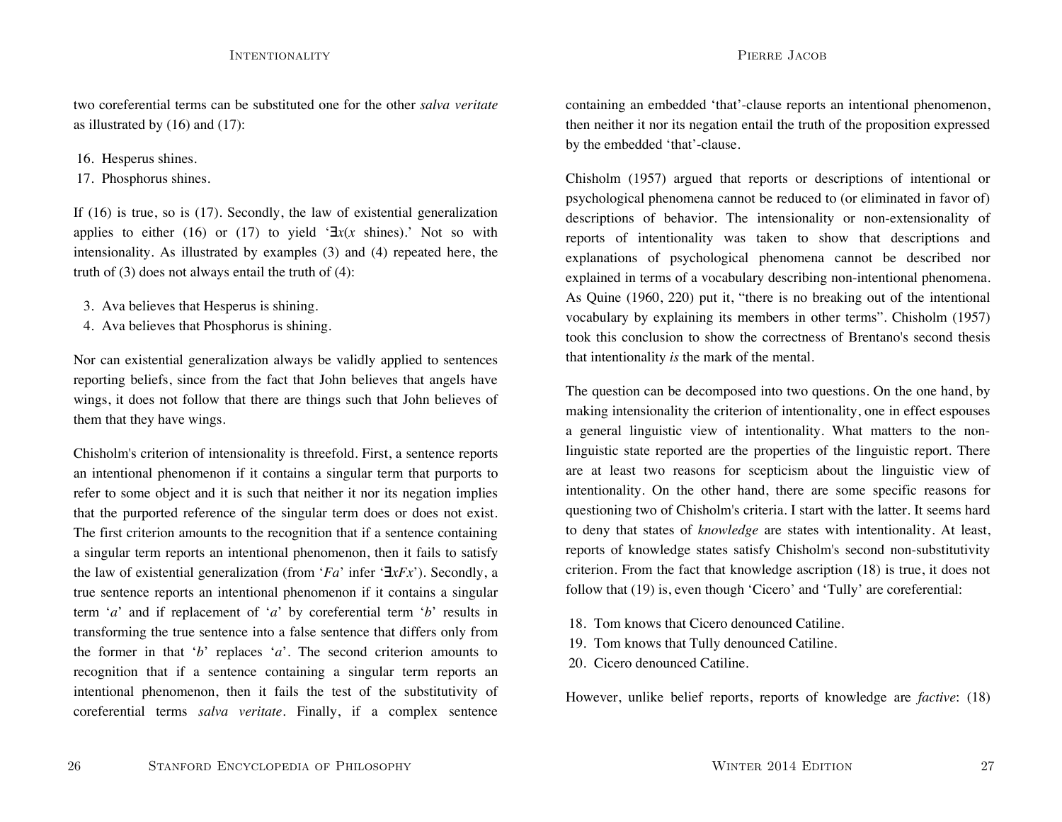two coreferential terms can be substituted one for the other *salva veritate* as illustrated by (16) and (17):

16. Hesperus shines.
17. Phosphorus shines.

If (16) is true, so is (17). Secondly, the law of existential generalization applies to either (16) or (17) to yield '∃*x*(*x* shines).' Not so with intensionality. As illustrated by examples (3) and (4) repeated here, the truth of (3) does not always entail the truth of (4):

3. Ava believes that Hesperus is shining.
4. Ava believes that Phosphorus is shining.

Nor can existential generalization always be validly applied to sentences reporting beliefs, since from the fact that John believes that angels have wings, it does not follow that there are things such that John believes of them that they have wings.

Chisholm's criterion of intensionality is threefold. First, a sentence reports an intentional phenomenon if it contains a singular term that purports to refer to some object and it is such that neither it nor its negation implies that the purported reference of the singular term does or does not exist. The first criterion amounts to the recognition that if a sentence containing a singular term reports an intentional phenomenon, then it fails to satisfy the law of existential generalization (from '*Fa*' infer '∃*xFx*'). Secondly, a true sentence reports an intentional phenomenon if it contains a singular term '*a*' and if replacement of '*a*' by coreferential term '*b*' results in transforming the true sentence into a false sentence that differs only from the former in that '*b*' replaces '*a*'. The second criterion amounts to recognition that if a sentence containing a singular term reports an intentional phenomenon, then it fails the test of the substitutivity of coreferential terms *salva veritate*. Finally, if a complex sentence containing an embedded 'that'-clause reports an intentional phenomenon, then neither it nor its negation entail the truth of the proposition expressed by the embedded 'that'-clause.

Chisholm (1957) argued that reports or descriptions of intentional or psychological phenomena cannot be reduced to (or eliminated in favor of) descriptions of behavior. The intensionality or non-extensionality of reports of intentionality was taken to show that descriptions and explanations of psychological phenomena cannot be described nor explained in terms of a vocabulary describing non-intentional phenomena. As Quine (1960, 220) put it, "there is no breaking out of the intentional vocabulary by explaining its members in other terms". Chisholm (1957) took this conclusion to show the correctness of Brentano's second thesis that intentionality *is* the mark of the mental.

The question can be decomposed into two questions. On the one hand, by making intensionality the criterion of intentionality, one in effect espouses a general linguistic view of intentionality. What matters to the non-linguistic state reported are the properties of the linguistic report. There are at least two reasons for scepticism about the linguistic view of intentionality. On the other hand, there are some specific reasons for questioning two of Chisholm's criteria. I start with the latter. It seems hard to deny that states of *knowledge* are states with intentionality. At least, reports of knowledge states satisfy Chisholm's second non-substitutivity criterion. From the fact that knowledge ascription (18) is true, it does not follow that (19) is, even though 'Cicero' and 'Tully' are coreferential:

18. Tom knows that Cicero denounced Catiline.
19. Tom knows that Tully denounced Catiline.
20. Cicero denounced Catiline.

However, unlike belief reports, reports of knowledge are *factive*: (18)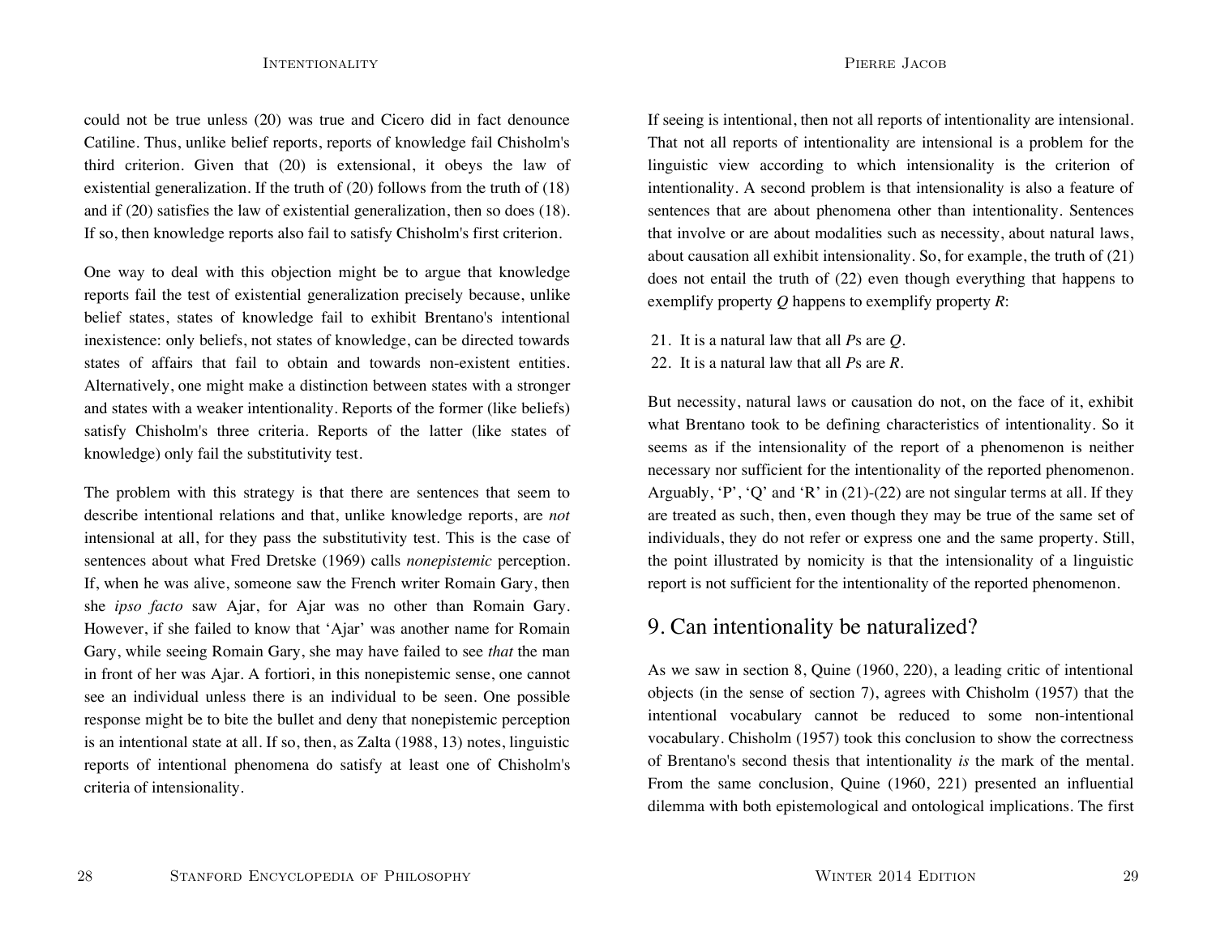could not be true unless (20) was true and Cicero did in fact denounce Catiline. Thus, unlike belief reports, reports of knowledge fail Chisholm's third criterion. Given that (20) is extensional, it obeys the law of existential generalization. If the truth of (20) follows from the truth of (18) and if (20) satisfies the law of existential generalization, then so does (18). If so, then knowledge reports also fail to satisfy Chisholm's first criterion.

One way to deal with this objection might be to argue that knowledge reports fail the test of existential generalization precisely because, unlike belief states, states of knowledge fail to exhibit Brentano's intentional inexistence: only beliefs, not states of knowledge, can be directed towards states of affairs that fail to obtain and towards non-existent entities. Alternatively, one might make a distinction between states with a stronger and states with a weaker intentionality. Reports of the former (like beliefs) satisfy Chisholm's three criteria. Reports of the latter (like states of knowledge) only fail the substitutivity test.

The problem with this strategy is that there are sentences that seem to describe intentional relations and that, unlike knowledge reports, are *not* intensional at all, for they pass the substitutivity test. This is the case of sentences about what Fred Dretske (1969) calls *nonepistemic* perception. If, when he was alive, someone saw the French writer Romain Gary, then she *ipso facto* saw Ajar, for Ajar was no other than Romain Gary. However, if she failed to know that 'Ajar' was another name for Romain Gary, while seeing Romain Gary, she may have failed to see *that* the man in front of her was Ajar. A fortiori, in this nonepistemic sense, one cannot see an individual unless there is an individual to be seen. One possible response might be to bite the bullet and deny that nonepistemic perception is an intentional state at all. If so, then, as Zalta (1988, 13) notes, linguistic reports of intentional phenomena do satisfy at least one of Chisholm's criteria of intensionality.

If seeing is intentional, then not all reports of intentionality are intensional. That not all reports of intentionality are intensional is a problem for the linguistic view according to which intensionality is the criterion of intentionality. A second problem is that intensionality is also a feature of sentences that are about phenomena other than intentionality. Sentences that involve or are about modalities such as necessity, about natural laws, about causation all exhibit intensionality. So, for example, the truth of (21) does not entail the truth of (22) even though everything that happens to exemplify property *Q* happens to exemplify property *R*:

21. It is a natural law that all *P*s are *Q*.
22. It is a natural law that all *P*s are *R*.

But necessity, natural laws or causation do not, on the face of it, exhibit what Brentano took to be defining characteristics of intentionality. So it seems as if the intensionality of the report of a phenomenon is neither necessary nor sufficient for the intentionality of the reported phenomenon. Arguably, 'P', 'Q' and 'R' in (21)-(22) are not singular terms at all. If they are treated as such, then, even though they may be true of the same set of individuals, they do not refer or express one and the same property. Still, the point illustrated by nomicity is that the intensionality of a linguistic report is not sufficient for the intentionality of the reported phenomenon.

## 9. Can intentionality be naturalized?

As we saw in section 8, Quine (1960, 220), a leading critic of intentional objects (in the sense of section 7), agrees with Chisholm (1957) that the intentional vocabulary cannot be reduced to some non-intentional vocabulary. Chisholm (1957) took this conclusion to show the correctness of Brentano's second thesis that intentionality *is* the mark of the mental. From the same conclusion, Quine (1960, 221) presented an influential dilemma with both epistemological and ontological implications. The first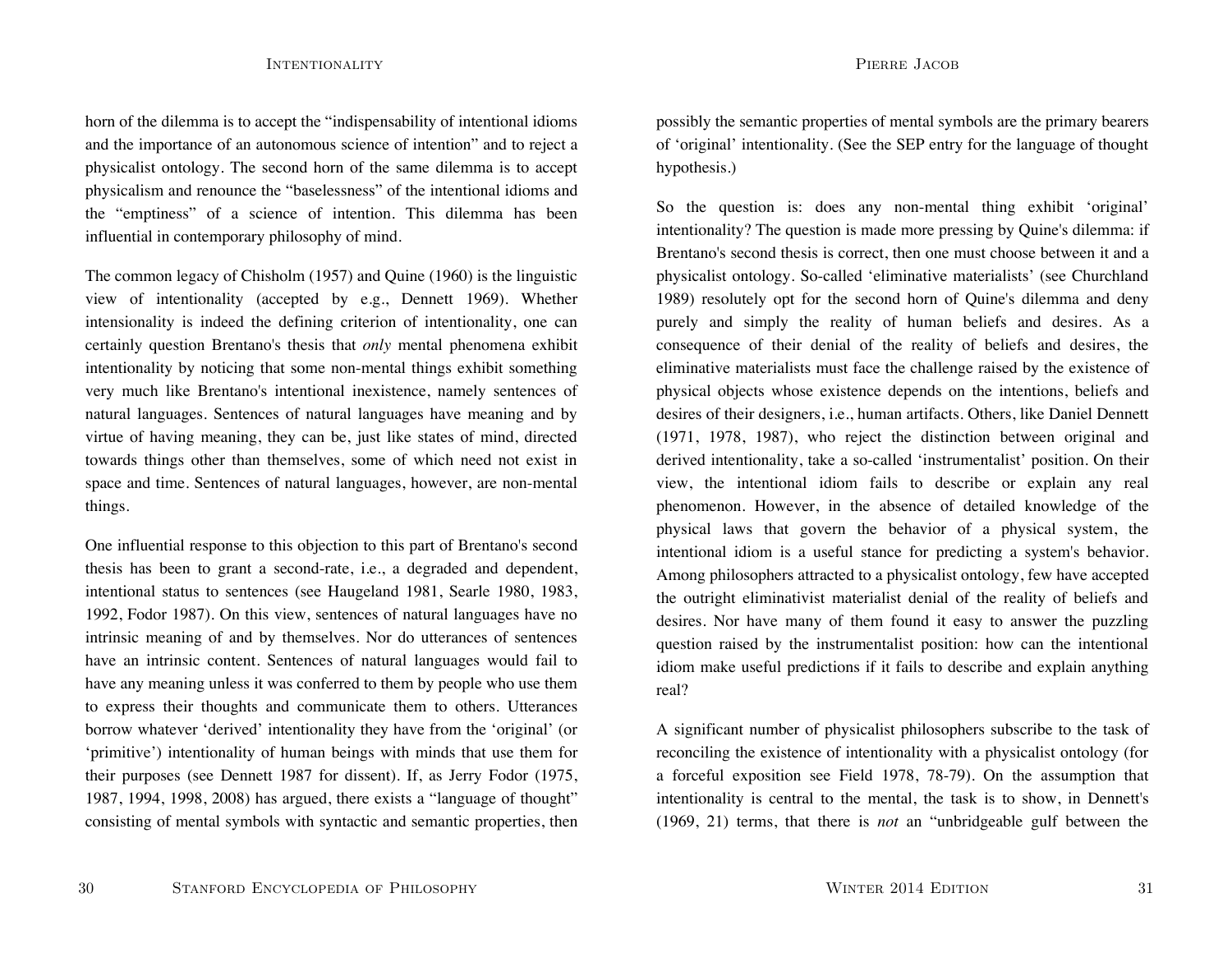horn of the dilemma is to accept the "indispensability of intentional idioms and the importance of an autonomous science of intention" and to reject a physicalist ontology. The second horn of the same dilemma is to accept physicalism and renounce the "baselessness" of the intentional idioms and the "emptiness" of a science of intention. This dilemma has been influential in contemporary philosophy of mind.

The common legacy of Chisholm (1957) and Quine (1960) is the linguistic view of intentionality (accepted by e.g., Dennett 1969). Whether intensionality is indeed the defining criterion of intentionality, one can certainly question Brentano's thesis that *only* mental phenomena exhibit intentionality by noticing that some non-mental things exhibit something very much like Brentano's intentional inexistence, namely sentences of natural languages. Sentences of natural languages have meaning and by virtue of having meaning, they can be, just like states of mind, directed towards things other than themselves, some of which need not exist in space and time. Sentences of natural languages, however, are non-mental things.

One influential response to this objection to this part of Brentano's second thesis has been to grant a second-rate, i.e., a degraded and dependent, intentional status to sentences (see Haugeland 1981, Searle 1980, 1983, 1992, Fodor 1987). On this view, sentences of natural languages have no intrinsic meaning of and by themselves. Nor do utterances of sentences have an intrinsic content. Sentences of natural languages would fail to have any meaning unless it was conferred to them by people who use them to express their thoughts and communicate them to others. Utterances borrow whatever 'derived' intentionality they have from the 'original' (or 'primitive') intentionality of human beings with minds that use them for their purposes (see Dennett 1987 for dissent). If, as Jerry Fodor (1975, 1987, 1994, 1998, 2008) has argued, there exists a "language of thought" consisting of mental symbols with syntactic and semantic properties, then possibly the semantic properties of mental symbols are the primary bearers of 'original' intentionality. (See the SEP entry for the language of thought hypothesis.)

So the question is: does any non-mental thing exhibit 'original' intentionality? The question is made more pressing by Quine's dilemma: if Brentano's second thesis is correct, then one must choose between it and a physicalist ontology. So-called 'eliminative materialists' (see Churchland 1989) resolutely opt for the second horn of Quine's dilemma and deny purely and simply the reality of human beliefs and desires. As a consequence of their denial of the reality of beliefs and desires, the eliminative materialists must face the challenge raised by the existence of physical objects whose existence depends on the intentions, beliefs and desires of their designers, i.e., human artifacts. Others, like Daniel Dennett (1971, 1978, 1987), who reject the distinction between original and derived intentionality, take a so-called 'instrumentalist' position. On their view, the intentional idiom fails to describe or explain any real phenomenon. However, in the absence of detailed knowledge of the physical laws that govern the behavior of a physical system, the intentional idiom is a useful stance for predicting a system's behavior. Among philosophers attracted to a physicalist ontology, few have accepted the outright eliminativist materialist denial of the reality of beliefs and desires. Nor have many of them found it easy to answer the puzzling question raised by the instrumentalist position: how can the intentional idiom make useful predictions if it fails to describe and explain anything real?

A significant number of physicalist philosophers subscribe to the task of reconciling the existence of intentionality with a physicalist ontology (for a forceful exposition see Field 1978, 78-79). On the assumption that intentionality is central to the mental, the task is to show, in Dennett's (1969, 21) terms, that there is *not* an "unbridgeable gulf between the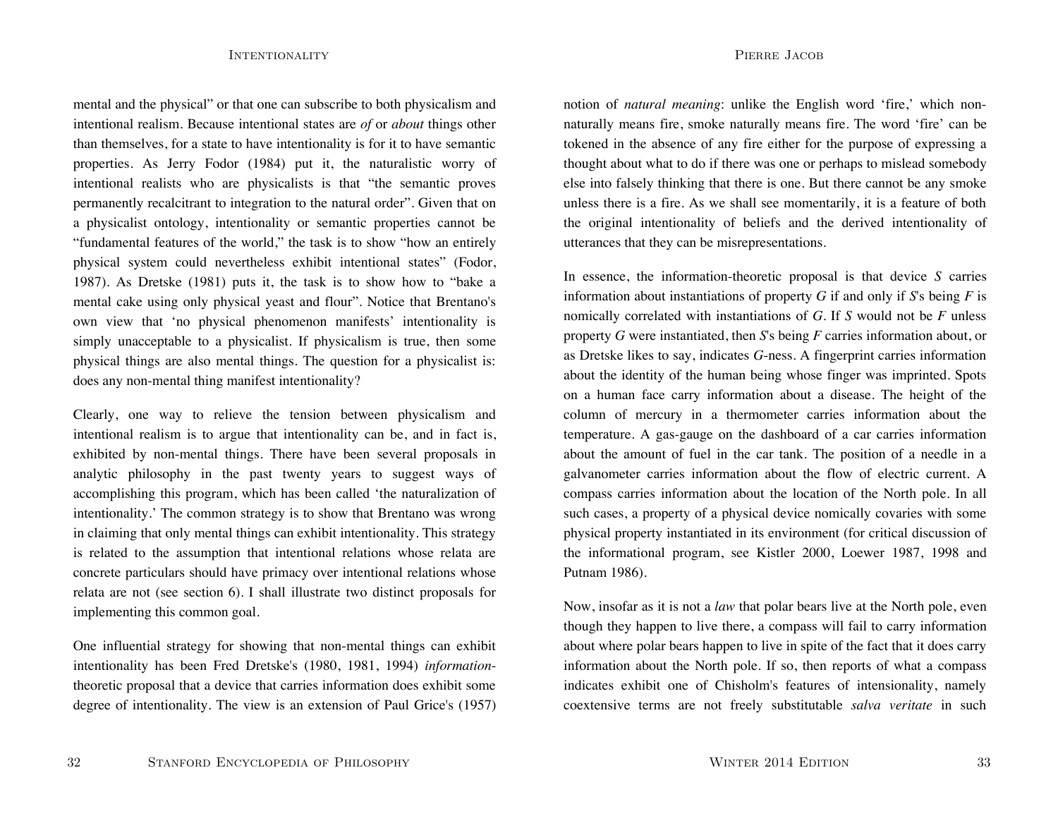mental and the physical" or that one can subscribe to both physicalism and intentional realism. Because intentional states are *of* or *about* things other than themselves, for a state to have intentionality is for it to have semantic properties. As Jerry Fodor (1984) put it, the naturalistic worry of intentional realists who are physicalists is that "the semantic proves permanently recalcitrant to integration to the natural order". Given that on a physicalist ontology, intentionality or semantic properties cannot be "fundamental features of the world," the task is to show "how an entirely physical system could nevertheless exhibit intentional states" (Fodor, 1987). As Dretske (1981) puts it, the task is to show how to "bake a mental cake using only physical yeast and flour". Notice that Brentano's own view that 'no physical phenomenon manifests' intentionality is simply unacceptable to a physicalist. If physicalism is true, then some physical things are also mental things. The question for a physicalist is: does any non-mental thing manifest intentionality?

Clearly, one way to relieve the tension between physicalism and intentional realism is to argue that intentionality can be, and in fact is, exhibited by non-mental things. There have been several proposals in analytic philosophy in the past twenty years to suggest ways of accomplishing this program, which has been called 'the naturalization of intentionality.' The common strategy is to show that Brentano was wrong in claiming that only mental things can exhibit intentionality. This strategy is related to the assumption that intentional relations whose relata are concrete particulars should have primacy over intentional relations whose relata are not (see section 6). I shall illustrate two distinct proposals for implementing this common goal.

One influential strategy for showing that non-mental things can exhibit intentionality has been Fred Dretske's (1980, 1981, 1994) *information-theoretic* proposal that a device that carries information does exhibit some degree of intentionality. The view is an extension of Paul Grice's (1957) notion of *natural meaning*: unlike the English word 'fire,' which non-naturally means fire, smoke naturally means fire. The word 'fire' can be tokened in the absence of any fire either for the purpose of expressing a thought about what to do if there was one or perhaps to mislead somebody else into falsely thinking that there is one. But there cannot be any smoke unless there is a fire. As we shall see momentarily, it is a feature of both the original intentionality of beliefs and the derived intentionality of utterances that they can be misrepresentations.

In essence, the information-theoretic proposal is that device $S$ carries information about instantiations of property $G$ if and only if $S$'s being $F$ is nomically correlated with instantiations of $G$. If $S$ would not be $F$ unless property $G$ were instantiated, then $S$'s being $F$ carries information about, or as Dretske likes to say, indicates $G$-ness. A fingerprint carries information about the identity of the human being whose finger was imprinted. Spots on a human face carry information about a disease. The height of the column of mercury in a thermometer carries information about the temperature. A gas-gauge on the dashboard of a car carries information about the amount of fuel in the car tank. The position of a needle in a galvanometer carries information about the flow of electric current. A compass carries information about the location of the North pole. In all such cases, a property of a physical device nomically covaries with some physical property instantiated in its environment (for critical discussion of the informational program, see Kistler 2000, Loewer 1987, 1998 and Putnam 1986).

Now, insofar as it is not a *law* that polar bears live at the North pole, even though they happen to live there, a compass will fail to carry information about where polar bears happen to live in spite of the fact that it does carry information about the North pole. If so, then reports of what a compass indicates exhibit one of Chisholm's features of intensionality, namely coextensive terms are not freely substitutable *salva veritate* in such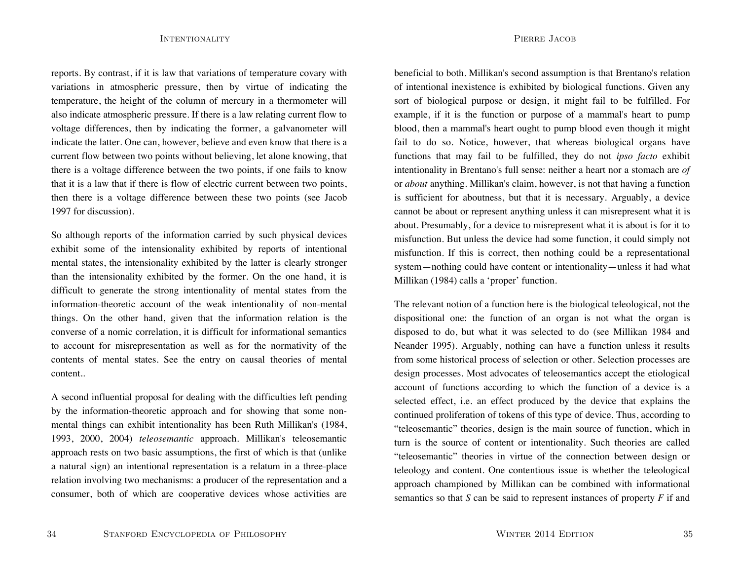reports. By contrast, if it is law that variations of temperature covary with variations in atmospheric pressure, then by virtue of indicating the temperature, the height of the column of mercury in a thermometer will also indicate atmospheric pressure. If there is a law relating current flow to voltage differences, then by indicating the former, a galvanometer will indicate the latter. One can, however, believe and even know that there is a current flow between two points without believing, let alone knowing, that there is a voltage difference between the two points, if one fails to know that it is a law that if there is flow of electric current between two points, then there is a voltage difference between these two points (see Jacob 1997 for discussion).

So although reports of the information carried by such physical devices exhibit some of the intensionality exhibited by reports of intentional mental states, the intensionality exhibited by the latter is clearly stronger than the intensionality exhibited by the former. On the one hand, it is difficult to generate the strong intentionality of mental states from the information-theoretic account of the weak intentionality of non-mental things. On the other hand, given that the information relation is the converse of a nomic correlation, it is difficult for informational semantics to account for misrepresentation as well as for the normativity of the contents of mental states. See the entry on causal theories of mental content..

A second influential proposal for dealing with the difficulties left pending by the information-theoretic approach and for showing that some non-mental things can exhibit intentionality has been Ruth Millikan's (1984, 1993, 2000, 2004) *teleosemantic* approach. Millikan's teleosemantic approach rests on two basic assumptions, the first of which is that (unlike a natural sign) an intentional representation is a relatum in a three-place relation involving two mechanisms: a producer of the representation and a consumer, both of which are cooperative devices whose activities are beneficial to both. Millikan's second assumption is that Brentano's relation of intentional inexistence is exhibited by biological functions. Given any sort of biological purpose or design, it might fail to be fulfilled. For example, if it is the function or purpose of a mammal's heart to pump blood, then a mammal's heart ought to pump blood even though it might fail to do so. Notice, however, that whereas biological organs have functions that may fail to be fulfilled, they do not *ipso facto* exhibit intentionality in Brentano's full sense: neither a heart nor a stomach are *of* or *about* anything. Millikan's claim, however, is not that having a function is sufficient for aboutness, but that it is necessary. Arguably, a device cannot be about or represent anything unless it can misrepresent what it is about. Presumably, for a device to misrepresent what it is about is for it to misfunction. But unless the device had some function, it could simply not misfunction. If this is correct, then nothing could be a representational system—nothing could have content or intentionality—unless it had what Millikan (1984) calls a ‘proper’ function.

The relevant notion of a function here is the biological teleological, not the dispositional one: the function of an organ is not what the organ is disposed to do, but what it was selected to do (see Millikan 1984 and Neander 1995). Arguably, nothing can have a function unless it results from some historical process of selection or other. Selection processes are design processes. Most advocates of teleosemantics accept the etiological account of functions according to which the function of a device is a selected effect, i.e. an effect produced by the device that explains the continued proliferation of tokens of this type of device. Thus, according to “teleosemantic” theories, design is the main source of function, which in turn is the source of content or intentionality. Such theories are called “teleosemantic” theories in virtue of the connection between design or teleology and content. One contentious issue is whether the teleological approach championed by Millikan can be combined with informational semantics so that *S* can be said to represent instances of property *F* if and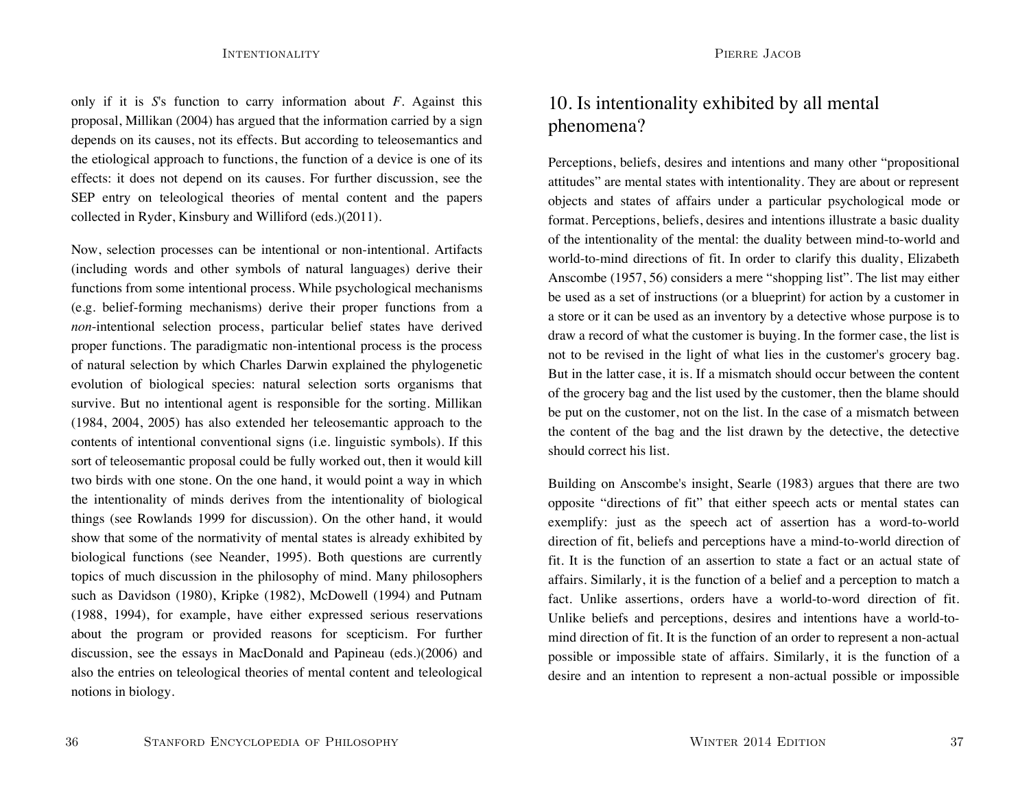only if it is *S*'s function to carry information about *F*. Against this proposal, Millikan (2004) has argued that the information carried by a sign depends on its causes, not its effects. But according to teleosemantics and the etiological approach to functions, the function of a device is one of its effects: it does not depend on its causes. For further discussion, see the SEP entry on teleological theories of mental content and the papers collected in Ryder, Kinsbury and Williford (eds.)(2011).

Now, selection processes can be intentional or non-intentional. Artifacts (including words and other symbols of natural languages) derive their functions from some intentional process. While psychological mechanisms (e.g. belief-forming mechanisms) derive their proper functions from a *non*-intentional selection process, particular belief states have derived proper functions. The paradigmatic non-intentional process is the process of natural selection by which Charles Darwin explained the phylogenetic evolution of biological species: natural selection sorts organisms that survive. But no intentional agent is responsible for the sorting. Millikan (1984, 2004, 2005) has also extended her teleosemantic approach to the contents of intentional conventional signs (i.e. linguistic symbols). If this sort of teleosemantic proposal could be fully worked out, then it would kill two birds with one stone. On the one hand, it would point a way in which the intentionality of minds derives from the intentionality of biological things (see Rowlands 1999 for discussion). On the other hand, it would show that some of the normativity of mental states is already exhibited by biological functions (see Neander, 1995). Both questions are currently topics of much discussion in the philosophy of mind. Many philosophers such as Davidson (1980), Kripke (1982), McDowell (1994) and Putnam (1988, 1994), for example, have either expressed serious reservations about the program or provided reasons for scepticism. For further discussion, see the essays in MacDonald and Papineau (eds.)(2006) and also the entries on teleological theories of mental content and teleological notions in biology.

## 10. Is intentionality exhibited by all mental phenomena?

Perceptions, beliefs, desires and intentions and many other "propositional attitudes" are mental states with intentionality. They are about or represent objects and states of affairs under a particular psychological mode or format. Perceptions, beliefs, desires and intentions illustrate a basic duality of the intentionality of the mental: the duality between mind-to-world and world-to-mind directions of fit. In order to clarify this duality, Elizabeth Anscombe (1957, 56) considers a mere "shopping list". The list may either be used as a set of instructions (or a blueprint) for action by a customer in a store or it can be used as an inventory by a detective whose purpose is to draw a record of what the customer is buying. In the former case, the list is not to be revised in the light of what lies in the customer's grocery bag. But in the latter case, it is. If a mismatch should occur between the content of the grocery bag and the list used by the customer, then the blame should be put on the customer, not on the list. In the case of a mismatch between the content of the bag and the list drawn by the detective, the detective should correct his list.

Building on Anscombe's insight, Searle (1983) argues that there are two opposite "directions of fit" that either speech acts or mental states can exemplify: just as the speech act of assertion has a word-to-world direction of fit, beliefs and perceptions have a mind-to-world direction of fit. It is the function of an assertion to state a fact or an actual state of affairs. Similarly, it is the function of a belief and a perception to match a fact. Unlike assertions, orders have a world-to-word direction of fit. Unlike beliefs and perceptions, desires and intentions have a world-to-mind direction of fit. It is the function of an order to represent a non-actual possible or impossible state of affairs. Similarly, it is the function of a desire and an intention to represent a non-actual possible or impossible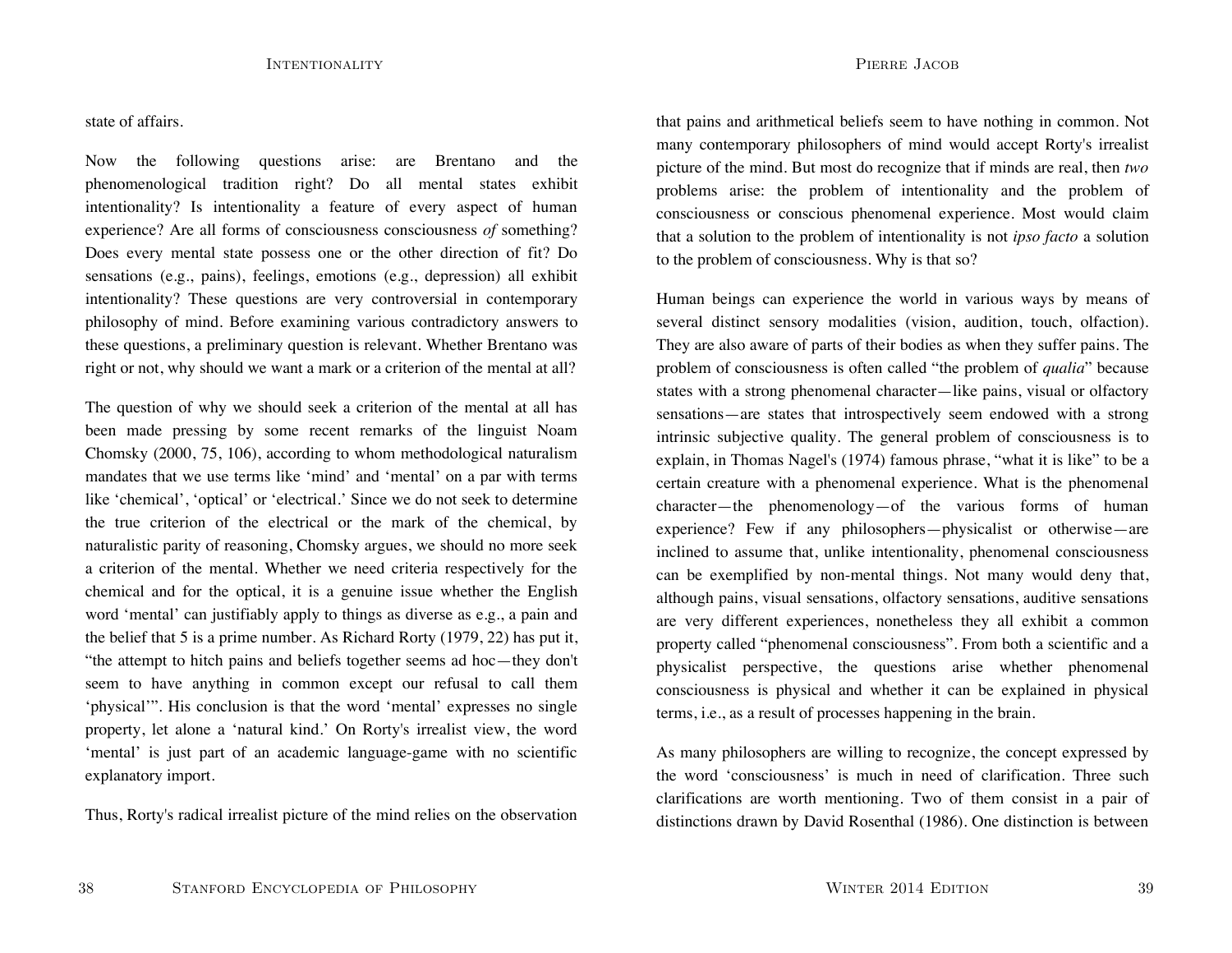state of affairs.

Now the following questions arise: are Brentano and the phenomenological tradition right? Do all mental states exhibit intentionality? Is intentionality a feature of every aspect of human experience? Are all forms of consciousness consciousness *of* something? Does every mental state possess one or the other direction of fit? Do sensations (e.g., pains), feelings, emotions (e.g., depression) all exhibit intentionality? These questions are very controversial in contemporary philosophy of mind. Before examining various contradictory answers to these questions, a preliminary question is relevant. Whether Brentano was right or not, why should we want a mark or a criterion of the mental at all?

The question of why we should seek a criterion of the mental at all has been made pressing by some recent remarks of the linguist Noam Chomsky (2000, 75, 106), according to whom methodological naturalism mandates that we use terms like 'mind' and 'mental' on a par with terms like 'chemical', 'optical' or 'electrical.' Since we do not seek to determine the true criterion of the electrical or the mark of the chemical, by naturalistic parity of reasoning, Chomsky argues, we should no more seek a criterion of the mental. Whether we need criteria respectively for the chemical and for the optical, it is a genuine issue whether the English word 'mental' can justifiably apply to things as diverse as e.g., a pain and the belief that 5 is a prime number. As Richard Rorty (1979, 22) has put it, "the attempt to hitch pains and beliefs together seems ad hoc—they don't seem to have anything in common except our refusal to call them 'physical'". His conclusion is that the word 'mental' expresses no single property, let alone a 'natural kind.' On Rorty's irrealist view, the word 'mental' is just part of an academic language-game with no scientific explanatory import.

Thus, Rorty's radical irrealist picture of the mind relies on the observation that pains and arithmetical beliefs seem to have nothing in common. Not many contemporary philosophers of mind would accept Rorty's irrealist picture of the mind. But most do recognize that if minds are real, then *two* problems arise: the problem of intentionality and the problem of consciousness or conscious phenomenal experience. Most would claim that a solution to the problem of intentionality is not *ipso facto* a solution to the problem of consciousness. Why is that so?

Human beings can experience the world in various ways by means of several distinct sensory modalities (vision, audition, touch, olfaction). They are also aware of parts of their bodies as when they suffer pains. The problem of consciousness is often called "the problem of *qualia*" because states with a strong phenomenal character—like pains, visual or olfactory sensations—are states that introspectively seem endowed with a strong intrinsic subjective quality. The general problem of consciousness is to explain, in Thomas Nagel's (1974) famous phrase, "what it is like" to be a certain creature with a phenomenal experience. What is the phenomenal character—the phenomenology—of the various forms of human experience? Few if any philosophers—physicalist or otherwise—are inclined to assume that, unlike intentionality, phenomenal consciousness can be exemplified by non-mental things. Not many would deny that, although pains, visual sensations, olfactory sensations, auditive sensations are very different experiences, nonetheless they all exhibit a common property called "phenomenal consciousness". From both a scientific and a physicalist perspective, the questions arise whether phenomenal consciousness is physical and whether it can be explained in physical terms, i.e., as a result of processes happening in the brain.

As many philosophers are willing to recognize, the concept expressed by the word 'consciousness' is much in need of clarification. Three such clarifications are worth mentioning. Two of them consist in a pair of distinctions drawn by David Rosenthal (1986). One distinction is between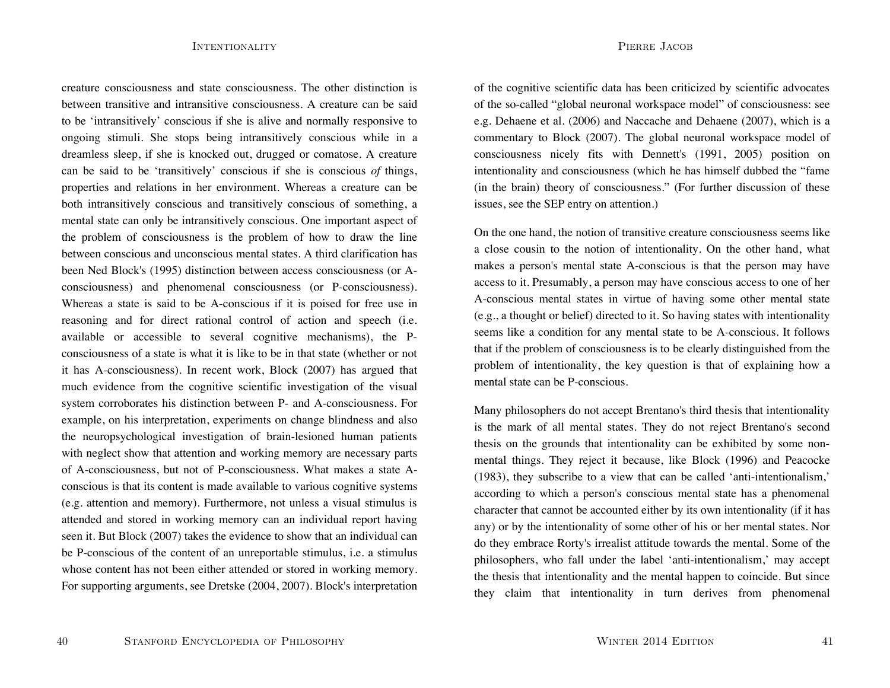creature consciousness and state consciousness. The other distinction is between transitive and intransitive consciousness. A creature can be said to be 'intransitively' conscious if she is alive and normally responsive to ongoing stimuli. She stops being intransitively conscious while in a dreamless sleep, if she is knocked out, drugged or comatose. A creature can be said to be 'transitively' conscious if she is conscious *of* things, properties and relations in her environment. Whereas a creature can be both intransitively conscious and transitively conscious of something, a mental state can only be intransitively conscious. One important aspect of the problem of consciousness is the problem of how to draw the line between conscious and unconscious mental states. A third clarification has been Ned Block's (1995) distinction between access consciousness (or A-consciousness) and phenomenal consciousness (or P-consciousness). Whereas a state is said to be A-conscious if it is poised for free use in reasoning and for direct rational control of action and speech (i.e. available or accessible to several cognitive mechanisms), the P-consciousness of a state is what it is like to be in that state (whether or not it has A-consciousness). In recent work, Block (2007) has argued that much evidence from the cognitive scientific investigation of the visual system corroborates his distinction between P- and A-consciousness. For example, on his interpretation, experiments on change blindness and also the neuropsychological investigation of brain-lesioned human patients with neglect show that attention and working memory are necessary parts of A-consciousness, but not of P-consciousness. What makes a state A-conscious is that its content is made available to various cognitive systems (e.g. attention and memory). Furthermore, not unless a visual stimulus is attended and stored in working memory can an individual report having seen it. But Block (2007) takes the evidence to show that an individual can be P-conscious of the content of an unreportable stimulus, i.e. a stimulus whose content has not been either attended or stored in working memory. For supporting arguments, see Dretske (2004, 2007). Block's interpretation of the cognitive scientific data has been criticized by scientific advocates of the so-called "global neuronal workspace model" of consciousness: see e.g. Dehaene et al. (2006) and Naccache and Dehaene (2007), which is a commentary to Block (2007). The global neuronal workspace model of consciousness nicely fits with Dennett's (1991, 2005) position on intentionality and consciousness (which he has himself dubbed the "fame (in the brain) theory of consciousness." (For further discussion of these issues, see the SEP entry on attention.)

On the one hand, the notion of transitive creature consciousness seems like a close cousin to the notion of intentionality. On the other hand, what makes a person's mental state A-conscious is that the person may have access to it. Presumably, a person may have conscious access to one of her A-conscious mental states in virtue of having some other mental state (e.g., a thought or belief) directed to it. So having states with intentionality seems like a condition for any mental state to be A-conscious. It follows that if the problem of consciousness is to be clearly distinguished from the problem of intentionality, the key question is that of explaining how a mental state can be P-conscious.

Many philosophers do not accept Brentano's third thesis that intentionality is the mark of all mental states. They do not reject Brentano's second thesis on the grounds that intentionality can be exhibited by some non-mental things. They reject it because, like Block (1996) and Peacocke (1983), they subscribe to a view that can be called 'anti-intentionalism,' according to which a person's conscious mental state has a phenomenal character that cannot be accounted either by its own intentionality (if it has any) or by the intentionality of some other of his or her mental states. Nor do they embrace Rorty's irrealist attitude towards the mental. Some of the philosophers, who fall under the label 'anti-intentionalism,' may accept the thesis that intentionality and the mental happen to coincide. But since they claim that intentionality in turn derives from phenomenal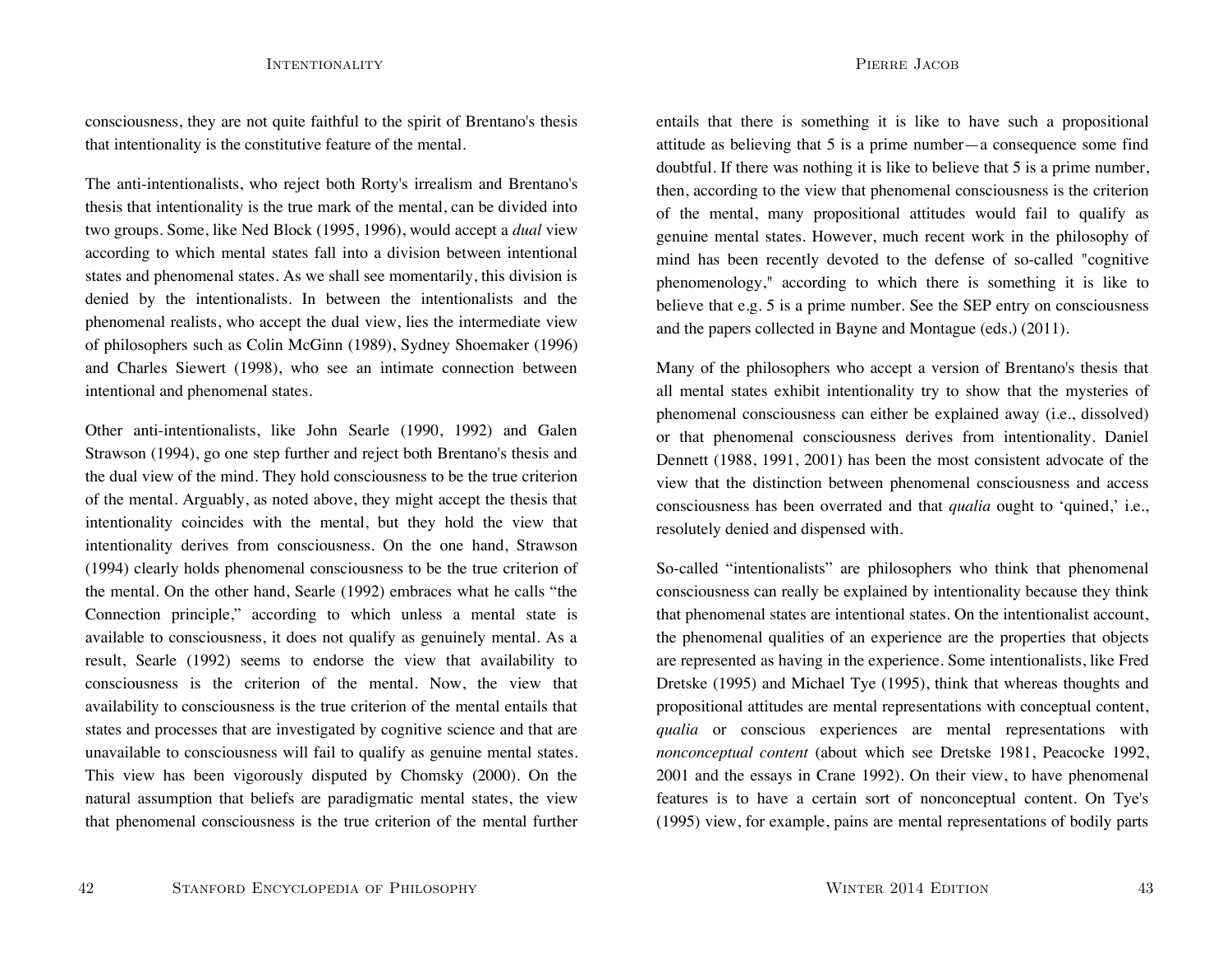consciousness, they are not quite faithful to the spirit of Brentano's thesis that intentionality is the constitutive feature of the mental.

The anti-intentionalists, who reject both Rorty's irrealism and Brentano's thesis that intentionality is the true mark of the mental, can be divided into two groups. Some, like Ned Block (1995, 1996), would accept a *dual* view according to which mental states fall into a division between intentional states and phenomenal states. As we shall see momentarily, this division is denied by the intentionalists. In between the intentionalists and the phenomenal realists, who accept the dual view, lies the intermediate view of philosophers such as Colin McGinn (1989), Sydney Shoemaker (1996) and Charles Siewert (1998), who see an intimate connection between intentional and phenomenal states.

Other anti-intentionalists, like John Searle (1990, 1992) and Galen Strawson (1994), go one step further and reject both Brentano's thesis and the dual view of the mind. They hold consciousness to be the true criterion of the mental. Arguably, as noted above, they might accept the thesis that intentionality coincides with the mental, but they hold the view that intentionality derives from consciousness. On the one hand, Strawson (1994) clearly holds phenomenal consciousness to be the true criterion of the mental. On the other hand, Searle (1992) embraces what he calls "the Connection principle," according to which unless a mental state is available to consciousness, it does not qualify as genuinely mental. As a result, Searle (1992) seems to endorse the view that availability to consciousness is the criterion of the mental. Now, the view that availability to consciousness is the true criterion of the mental entails that states and processes that are investigated by cognitive science and that are unavailable to consciousness will fail to qualify as genuine mental states. This view has been vigorously disputed by Chomsky (2000). On the natural assumption that beliefs are paradigmatic mental states, the view that phenomenal consciousness is the true criterion of the mental further entails that there is something it is like to have such a propositional attitude as believing that 5 is a prime number—a consequence some find doubtful. If there was nothing it is like to believe that 5 is a prime number, then, according to the view that phenomenal consciousness is the criterion of the mental, many propositional attitudes would fail to qualify as genuine mental states. However, much recent work in the philosophy of mind has been recently devoted to the defense of so-called "cognitive phenomenology," according to which there is something it is like to believe that e.g. 5 is a prime number. See the SEP entry on consciousness and the papers collected in Bayne and Montague (eds.) (2011).

Many of the philosophers who accept a version of Brentano's thesis that all mental states exhibit intentionality try to show that the mysteries of phenomenal consciousness can either be explained away (i.e., dissolved) or that phenomenal consciousness derives from intentionality. Daniel Dennett (1988, 1991, 2001) has been the most consistent advocate of the view that the distinction between phenomenal consciousness and access consciousness has been overrated and that *qualia* ought to 'quined,' i.e., resolutely denied and dispensed with.

So-called "intentionalists" are philosophers who think that phenomenal consciousness can really be explained by intentionality because they think that phenomenal states are intentional states. On the intentionalist account, the phenomenal qualities of an experience are the properties that objects are represented as having in the experience. Some intentionalists, like Fred Dretske (1995) and Michael Tye (1995), think that whereas thoughts and propositional attitudes are mental representations with conceptual content, *qualia* or conscious experiences are mental representations with *nonconceptual content* (about which see Dretske 1981, Peacocke 1992, 2001 and the essays in Crane 1992). On their view, to have phenomenal features is to have a certain sort of nonconceptual content. On Tye's (1995) view, for example, pains are mental representations of bodily parts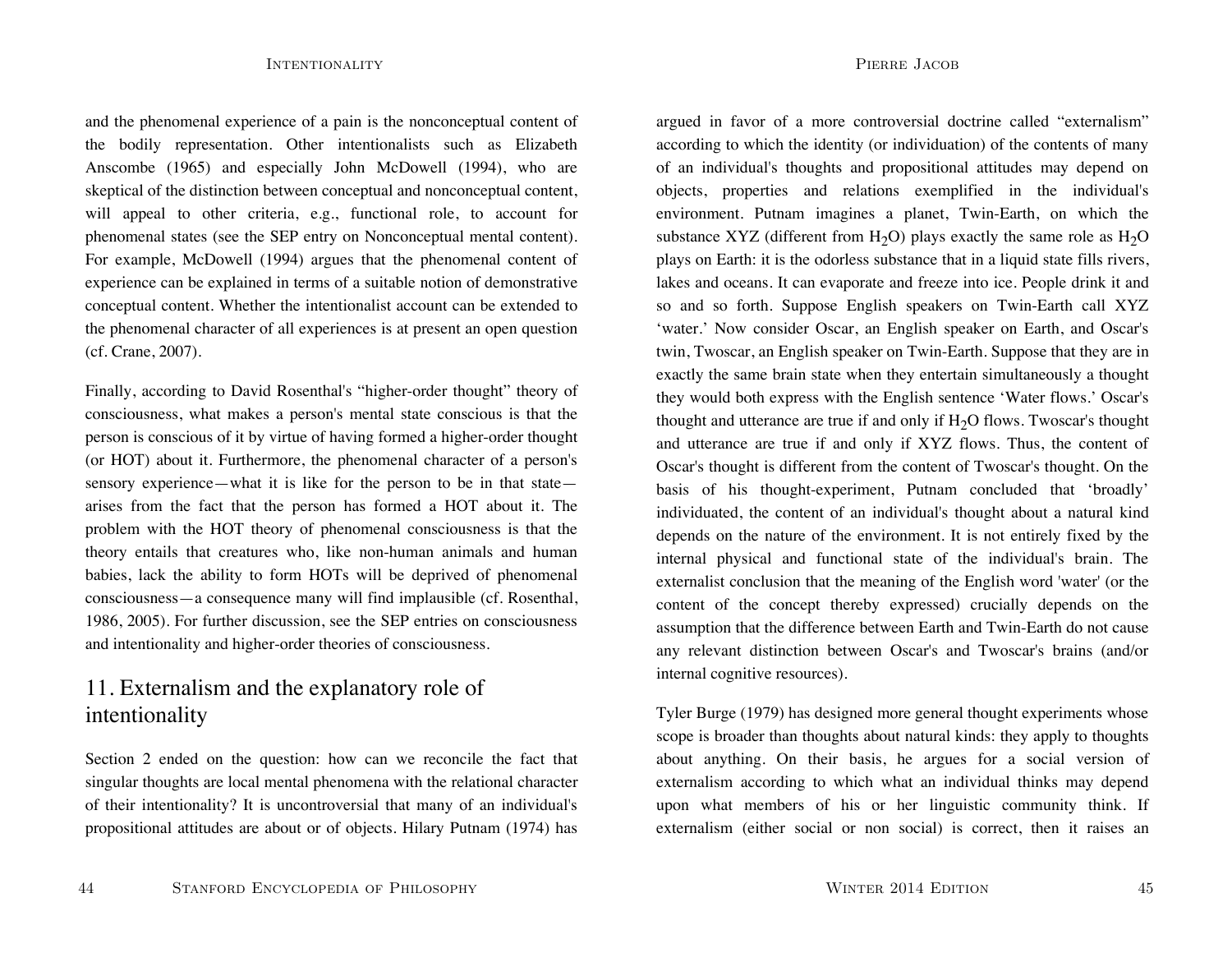and the phenomenal experience of a pain is the nonconceptual content of the bodily representation. Other intentionalists such as Elizabeth Anscombe (1965) and especially John McDowell (1994), who are skeptical of the distinction between conceptual and nonconceptual content, will appeal to other criteria, e.g., functional role, to account for phenomenal states (see the SEP entry on Nonconceptual mental content). For example, McDowell (1994) argues that the phenomenal content of experience can be explained in terms of a suitable notion of demonstrative conceptual content. Whether the intentionalist account can be extended to the phenomenal character of all experiences is at present an open question (cf. Crane, 2007).

Finally, according to David Rosenthal's "higher-order thought" theory of consciousness, what makes a person's mental state conscious is that the person is conscious of it by virtue of having formed a higher-order thought (or HOT) about it. Furthermore, the phenomenal character of a person's sensory experience—what it is like for the person to be in that state—arises from the fact that the person has formed a HOT about it. The problem with the HOT theory of phenomenal consciousness is that the theory entails that creatures who, like non-human animals and human babies, lack the ability to form HOTs will be deprived of phenomenal consciousness—a consequence many will find implausible (cf. Rosenthal, 1986, 2005). For further discussion, see the SEP entries on consciousness and intentionality and higher-order theories of consciousness.

## 11. Externalism and the explanatory role of intentionality

Section 2 ended on the question: how can we reconcile the fact that singular thoughts are local mental phenomena with the relational character of their intentionality? It is uncontroversial that many of an individual's propositional attitudes are about or of objects. Hilary Putnam (1974) has argued in favor of a more controversial doctrine called "externalism" according to which the identity (or individuation) of the contents of many of an individual's thoughts and propositional attitudes may depend on objects, properties and relations exemplified in the individual's environment. Putnam imagines a planet, Twin-Earth, on which the substance XYZ (different from $H_2O$) plays exactly the same role as $H_2O$ plays on Earth: it is the odorless substance that in a liquid state fills rivers, lakes and oceans. It can evaporate and freeze into ice. People drink it and so and so forth. Suppose English speakers on Twin-Earth call XYZ 'water.' Now consider Oscar, an English speaker on Earth, and Oscar's twin, Twoscar, an English speaker on Twin-Earth. Suppose that they are in exactly the same brain state when they entertain simultaneously a thought they would both express with the English sentence 'Water flows.' Oscar's thought and utterance are true if and only if $H_2O$ flows. Twoscar's thought and utterance are true if and only if XYZ flows. Thus, the content of Oscar's thought is different from the content of Twoscar's thought. On the basis of his thought-experiment, Putnam concluded that 'broadly' individuated, the content of an individual's thought about a natural kind depends on the nature of the environment. It is not entirely fixed by the internal physical and functional state of the individual's brain. The externalist conclusion that the meaning of the English word 'water' (or the content of the concept thereby expressed) crucially depends on the assumption that the difference between Earth and Twin-Earth do not cause any relevant distinction between Oscar's and Twoscar's brains (and/or internal cognitive resources).

Tyler Burge (1979) has designed more general thought experiments whose scope is broader than thoughts about natural kinds: they apply to thoughts about anything. On their basis, he argues for a social version of externalism according to which what an individual thinks may depend upon what members of his or her linguistic community think. If externalism (either social or non social) is correct, then it raises an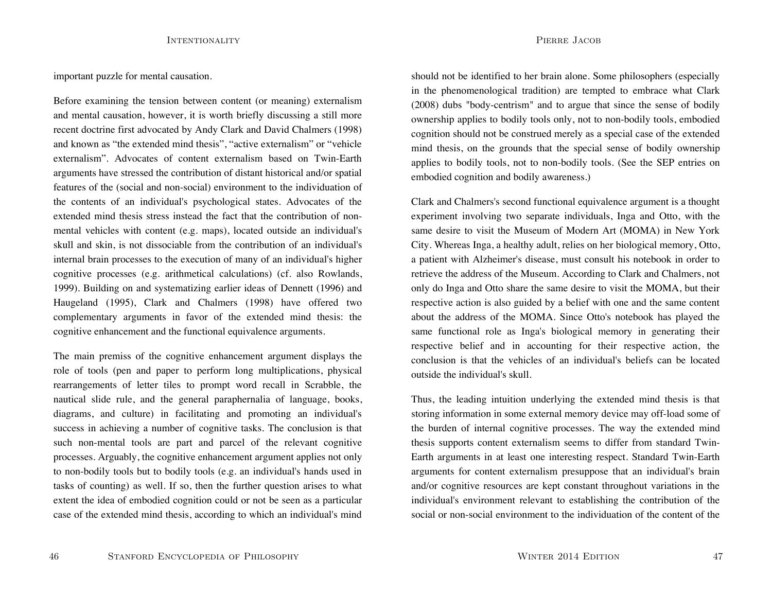important puzzle for mental causation.

Before examining the tension between content (or meaning) externalism and mental causation, however, it is worth briefly discussing a still more recent doctrine first advocated by Andy Clark and David Chalmers (1998) and known as “the extended mind thesis”, “active externalism” or “vehicle externalism”. Advocates of content externalism based on Twin-Earth arguments have stressed the contribution of distant historical and/or spatial features of the (social and non-social) environment to the individuation of the contents of an individual's psychological states. Advocates of the extended mind thesis stress instead the fact that the contribution of non-mental vehicles with content (e.g. maps), located outside an individual's skull and skin, is not dissociable from the contribution of an individual's internal brain processes to the execution of many of an individual's higher cognitive processes (e.g. arithmetical calculations) (cf. also Rowlands, 1999). Building on and systematizing earlier ideas of Dennett (1996) and Haugeland (1995), Clark and Chalmers (1998) have offered two complementary arguments in favor of the extended mind thesis: the cognitive enhancement and the functional equivalence arguments.

The main premiss of the cognitive enhancement argument displays the role of tools (pen and paper to perform long multiplications, physical rearrangements of letter tiles to prompt word recall in Scrabble, the nautical slide rule, and the general paraphernalia of language, books, diagrams, and culture) in facilitating and promoting an individual's success in achieving a number of cognitive tasks. The conclusion is that such non-mental tools are part and parcel of the relevant cognitive processes. Arguably, the cognitive enhancement argument applies not only to non-bodily tools but to bodily tools (e.g. an individual's hands used in tasks of counting) as well. If so, then the further question arises to what extent the idea of embodied cognition could or not be seen as a particular case of the extended mind thesis, according to which an individual's mind should not be identified to her brain alone. Some philosophers (especially in the phenomenological tradition) are tempted to embrace what Clark (2008) dubs "body-centrism" and to argue that since the sense of bodily ownership applies to bodily tools only, not to non-bodily tools, embodied cognition should not be construed merely as a special case of the extended mind thesis, on the grounds that the special sense of bodily ownership applies to bodily tools, not to non-bodily tools. (See the SEP entries on embodied cognition and bodily awareness.)

Clark and Chalmers's second functional equivalence argument is a thought experiment involving two separate individuals, Inga and Otto, with the same desire to visit the Museum of Modern Art (MOMA) in New York City. Whereas Inga, a healthy adult, relies on her biological memory, Otto, a patient with Alzheimer's disease, must consult his notebook in order to retrieve the address of the Museum. According to Clark and Chalmers, not only do Inga and Otto share the same desire to visit the MOMA, but their respective action is also guided by a belief with one and the same content about the address of the MOMA. Since Otto's notebook has played the same functional role as Inga's biological memory in generating their respective belief and in accounting for their respective action, the conclusion is that the vehicles of an individual's beliefs can be located outside the individual's skull.

Thus, the leading intuition underlying the extended mind thesis is that storing information in some external memory device may off-load some of the burden of internal cognitive processes. The way the extended mind thesis supports content externalism seems to differ from standard Twin-Earth arguments in at least one interesting respect. Standard Twin-Earth arguments for content externalism presuppose that an individual's brain and/or cognitive resources are kept constant throughout variations in the individual's environment relevant to establishing the contribution of the social or non-social environment to the individuation of the content of the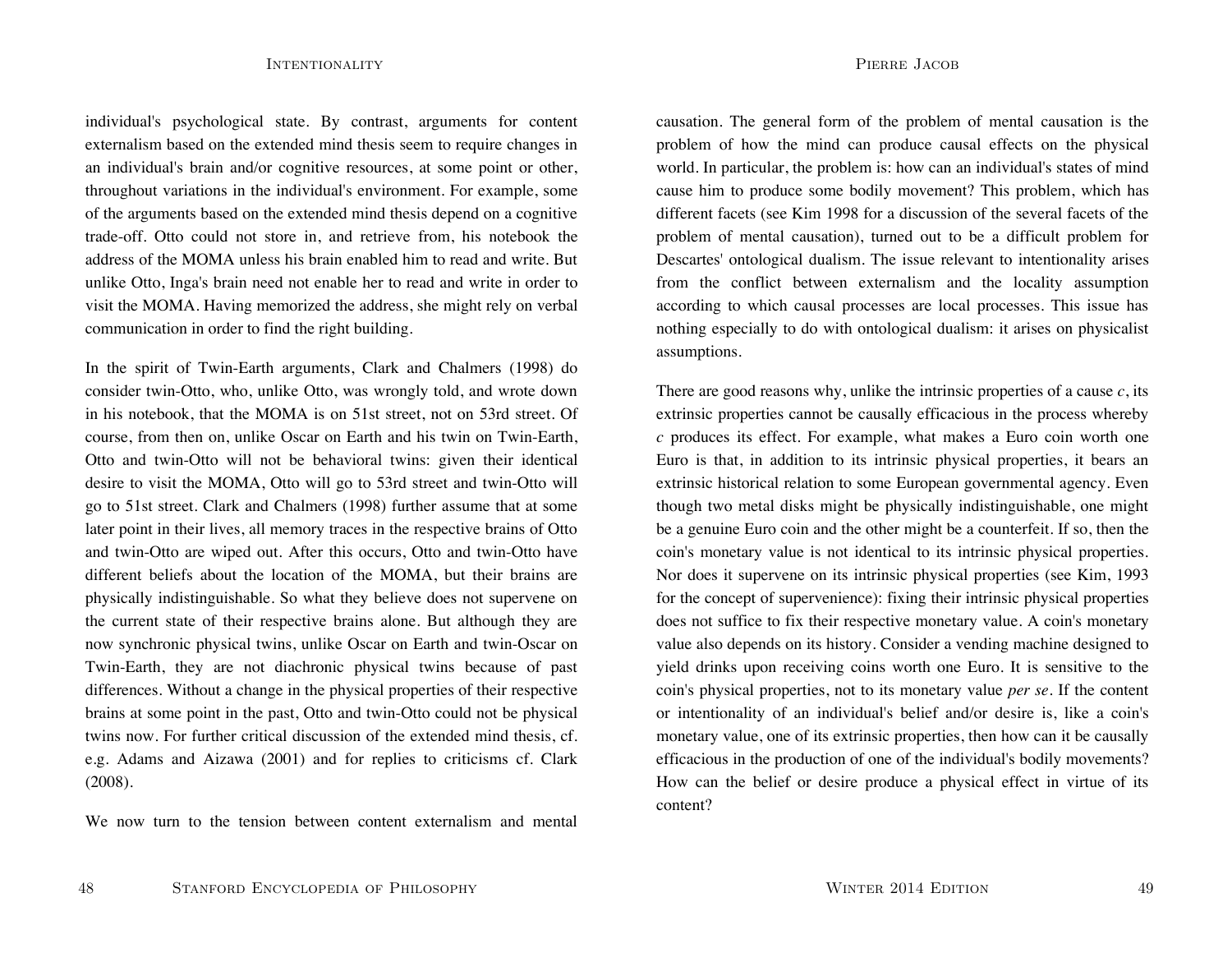individual's psychological state. By contrast, arguments for content externalism based on the extended mind thesis seem to require changes in an individual's brain and/or cognitive resources, at some point or other, throughout variations in the individual's environment. For example, some of the arguments based on the extended mind thesis depend on a cognitive trade-off. Otto could not store in, and retrieve from, his notebook the address of the MOMA unless his brain enabled him to read and write. But unlike Otto, Inga's brain need not enable her to read and write in order to visit the MOMA. Having memorized the address, she might rely on verbal communication in order to find the right building.

In the spirit of Twin-Earth arguments, Clark and Chalmers (1998) do consider twin-Otto, who, unlike Otto, was wrongly told, and wrote down in his notebook, that the MOMA is on 51st street, not on 53rd street. Of course, from then on, unlike Oscar on Earth and his twin on Twin-Earth, Otto and twin-Otto will not be behavioral twins: given their identical desire to visit the MOMA, Otto will go to 53rd street and twin-Otto will go to 51st street. Clark and Chalmers (1998) further assume that at some later point in their lives, all memory traces in the respective brains of Otto and twin-Otto are wiped out. After this occurs, Otto and twin-Otto have different beliefs about the location of the MOMA, but their brains are physically indistinguishable. So what they believe does not supervene on the current state of their respective brains alone. But although they are now synchronic physical twins, unlike Oscar on Earth and twin-Oscar on Twin-Earth, they are not diachronic physical twins because of past differences. Without a change in the physical properties of their respective brains at some point in the past, Otto and twin-Otto could not be physical twins now. For further critical discussion of the extended mind thesis, cf. e.g. Adams and Aizawa (2001) and for replies to criticisms cf. Clark (2008).

We now turn to the tension between content externalism and mental causation. The general form of the problem of mental causation is the problem of how the mind can produce causal effects on the physical world. In particular, the problem is: how can an individual's states of mind cause him to produce some bodily movement? This problem, which has different facets (see Kim 1998 for a discussion of the several facets of the problem of mental causation), turned out to be a difficult problem for Descartes' ontological dualism. The issue relevant to intentionality arises from the conflict between externalism and the locality assumption according to which causal processes are local processes. This issue has nothing especially to do with ontological dualism: it arises on physicalist assumptions.

There are good reasons why, unlike the intrinsic properties of a cause *c*, its extrinsic properties cannot be causally efficacious in the process whereby *c* produces its effect. For example, what makes a Euro coin worth one Euro is that, in addition to its intrinsic physical properties, it bears an extrinsic historical relation to some European governmental agency. Even though two metal disks might be physically indistinguishable, one might be a genuine Euro coin and the other might be a counterfeit. If so, then the coin's monetary value is not identical to its intrinsic physical properties. Nor does it supervene on its intrinsic physical properties (see Kim, 1993 for the concept of supervenience): fixing their intrinsic physical properties does not suffice to fix their respective monetary value. A coin's monetary value also depends on its history. Consider a vending machine designed to yield drinks upon receiving coins worth one Euro. It is sensitive to the coin's physical properties, not to its monetary value *per se*. If the content or intentionality of an individual's belief and/or desire is, like a coin's monetary value, one of its extrinsic properties, then how can it be causally efficacious in the production of one of the individual's bodily movements? How can the belief or desire produce a physical effect in virtue of its content?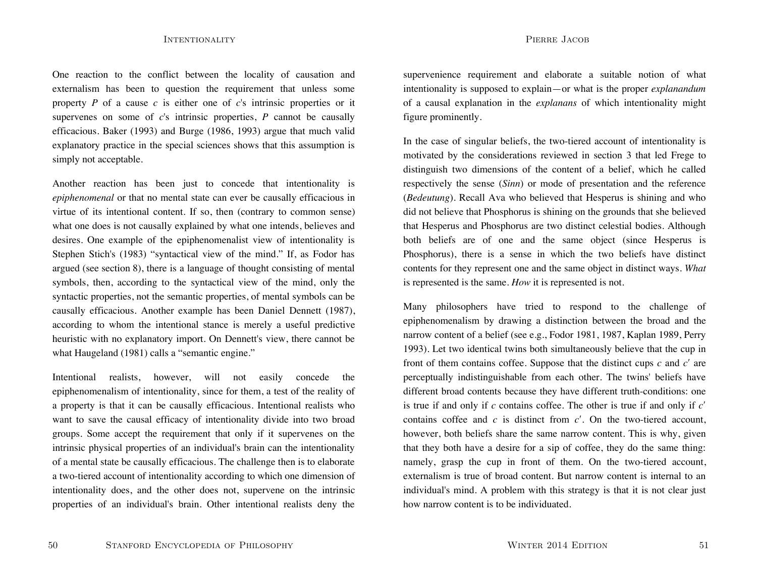One reaction to the conflict between the locality of causation and externalism has been to question the requirement that unless some property $P$ of a cause $c$ is either one of $c$'s intrinsic properties or it supervenes on some of $c$'s intrinsic properties, $P$ cannot be causally efficacious. Baker (1993) and Burge (1986, 1993) argue that much valid explanatory practice in the special sciences shows that this assumption is simply not acceptable.

Another reaction has been just to concede that intentionality is *epiphenomenal* or that no mental state can ever be causally efficacious in virtue of its intentional content. If so, then (contrary to common sense) what one does is not causally explained by what one intends, believes and desires. One example of the epiphenomenalist view of intentionality is Stephen Stich's (1983) "syntactical view of the mind." If, as Fodor has argued (see section 8), there is a language of thought consisting of mental symbols, then, according to the syntactical view of the mind, only the syntactic properties, not the semantic properties, of mental symbols can be causally efficacious. Another example has been Daniel Dennett (1987), according to whom the intentional stance is merely a useful predictive heuristic with no explanatory import. On Dennett's view, there cannot be what Haugeland (1981) calls a "semantic engine."

Intentional realists, however, will not easily concede the epiphenomenalism of intentionality, since for them, a test of the reality of a property is that it can be causally efficacious. Intentional realists who want to save the causal efficacy of intentionality divide into two broad groups. Some accept the requirement that only if it supervenes on the intrinsic physical properties of an individual's brain can the intentionality of a mental state be causally efficacious. The challenge then is to elaborate a two-tiered account of intentionality according to which one dimension of intentionality does, and the other does not, supervene on the intrinsic properties of an individual's brain. Other intentional realists deny the supervenience requirement and elaborate a suitable notion of what intentionality is supposed to explain—or what is the proper *explanandum* of a causal explanation in the *explanans* of which intentionality might figure prominently.

In the case of singular beliefs, the two-tiered account of intentionality is motivated by the considerations reviewed in section 3 that led Frege to distinguish two dimensions of the content of a belief, which he called respectively the sense (*Sinn*) or mode of presentation and the reference (*Bedeutung*). Recall Ava who believed that Hesperus is shining and who did not believe that Phosphorus is shining on the grounds that she believed that Hesperus and Phosphorus are two distinct celestial bodies. Although both beliefs are of one and the same object (since Hesperus is Phosphorus), there is a sense in which the two beliefs have distinct contents for they represent one and the same object in distinct ways. *What* is represented is the same. *How* it is represented is not.

Many philosophers have tried to respond to the challenge of epiphenomenalism by drawing a distinction between the broad and the narrow content of a belief (see e.g., Fodor 1981, 1987, Kaplan 1989, Perry 1993). Let two identical twins both simultaneously believe that the cup in front of them contains coffee. Suppose that the distinct cups $c$ and $c'$ are perceptually indistinguishable from each other. The twins' beliefs have different broad contents because they have different truth-conditions: one is true if and only if $c$ contains coffee. The other is true if and only if $c'$ contains coffee and $c$ is distinct from $c'$. On the two-tiered account, however, both beliefs share the same narrow content. This is why, given that they both have a desire for a sip of coffee, they do the same thing: namely, grasp the cup in front of them. On the two-tiered account, externalism is true of broad content. But narrow content is internal to an individual's mind. A problem with this strategy is that it is not clear just how narrow content is to be individuated.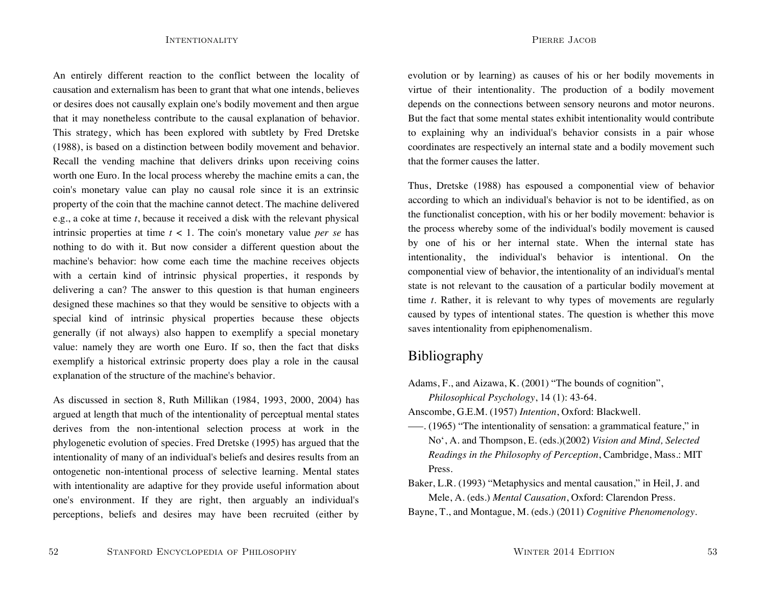An entirely different reaction to the conflict between the locality of causation and externalism has been to grant that what one intends, believes or desires does not causally explain one's bodily movement and then argue that it may nonetheless contribute to the causal explanation of behavior. This strategy, which has been explored with subtlety by Fred Dretske (1988), is based on a distinction between bodily movement and behavior. Recall the vending machine that delivers drinks upon receiving coins worth one Euro. In the local process whereby the machine emits a can, the coin's monetary value can play no causal role since it is an extrinsic property of the coin that the machine cannot detect. The machine delivered e.g., a coke at time $t$, because it received a disk with the relevant physical intrinsic properties at time $t < 1$. The coin's monetary value *per se* has nothing to do with it. But now consider a different question about the machine's behavior: how come each time the machine receives objects with a certain kind of intrinsic physical properties, it responds by delivering a can? The answer to this question is that human engineers designed these machines so that they would be sensitive to objects with a special kind of intrinsic physical properties because these objects generally (if not always) also happen to exemplify a special monetary value: namely they are worth one Euro. If so, then the fact that disks exemplify a historical extrinsic property does play a role in the causal explanation of the structure of the machine's behavior.

As discussed in section 8, Ruth Millikan (1984, 1993, 2000, 2004) has argued at length that much of the intentionality of perceptual mental states derives from the non-intentional selection process at work in the phylogenetic evolution of species. Fred Dretske (1995) has argued that the intentionality of many of an individual's beliefs and desires results from an ontogenetic non-intentional process of selective learning. Mental states with intentionality are adaptive for they provide useful information about one's environment. If they are right, then arguably an individual's perceptions, beliefs and desires may have been recruited (either by evolution or by learning) as causes of his or her bodily movements in virtue of their intentionality. The production of a bodily movement depends on the connections between sensory neurons and motor neurons. But the fact that some mental states exhibit intentionality would contribute to explaining why an individual's behavior consists in a pair whose coordinates are respectively an internal state and a bodily movement such that the former causes the latter.

Thus, Dretske (1988) has espoused a componential view of behavior according to which an individual's behavior is not to be identified, as on the functionalist conception, with his or her bodily movement: behavior is the process whereby some of the individual's bodily movement is caused by one of his or her internal state. When the internal state has intentionality, the individual's behavior is intentional. On the componential view of behavior, the intentionality of an individual's mental state is not relevant to the causation of a particular bodily movement at time $t$. Rather, it is relevant to why types of movements are regularly caused by types of intentional states. The question is whether this move saves intentionality from epiphenomenalism.

## Bibliography

Adams, F., and Aizawa, K. (2001) "The bounds of cognition", *Philosophical Psychology*, 14 (1): 43-64.

Anscombe, G.E.M. (1957) *Intention*, Oxford: Blackwell.

–––. (1965) "The intentionality of sensation: a grammatical feature," in No‘, A. and Thompson, E. (eds.)(2002) *Vision and Mind, Selected Readings in the Philosophy of Perception*, Cambridge, Mass.: MIT Press.

Baker, L.R. (1993) "Metaphysics and mental causation," in Heil, J. and Mele, A. (eds.) *Mental Causation*, Oxford: Clarendon Press.

Bayne, T., and Montague, M. (eds.) (2011) *Cognitive Phenomenology*.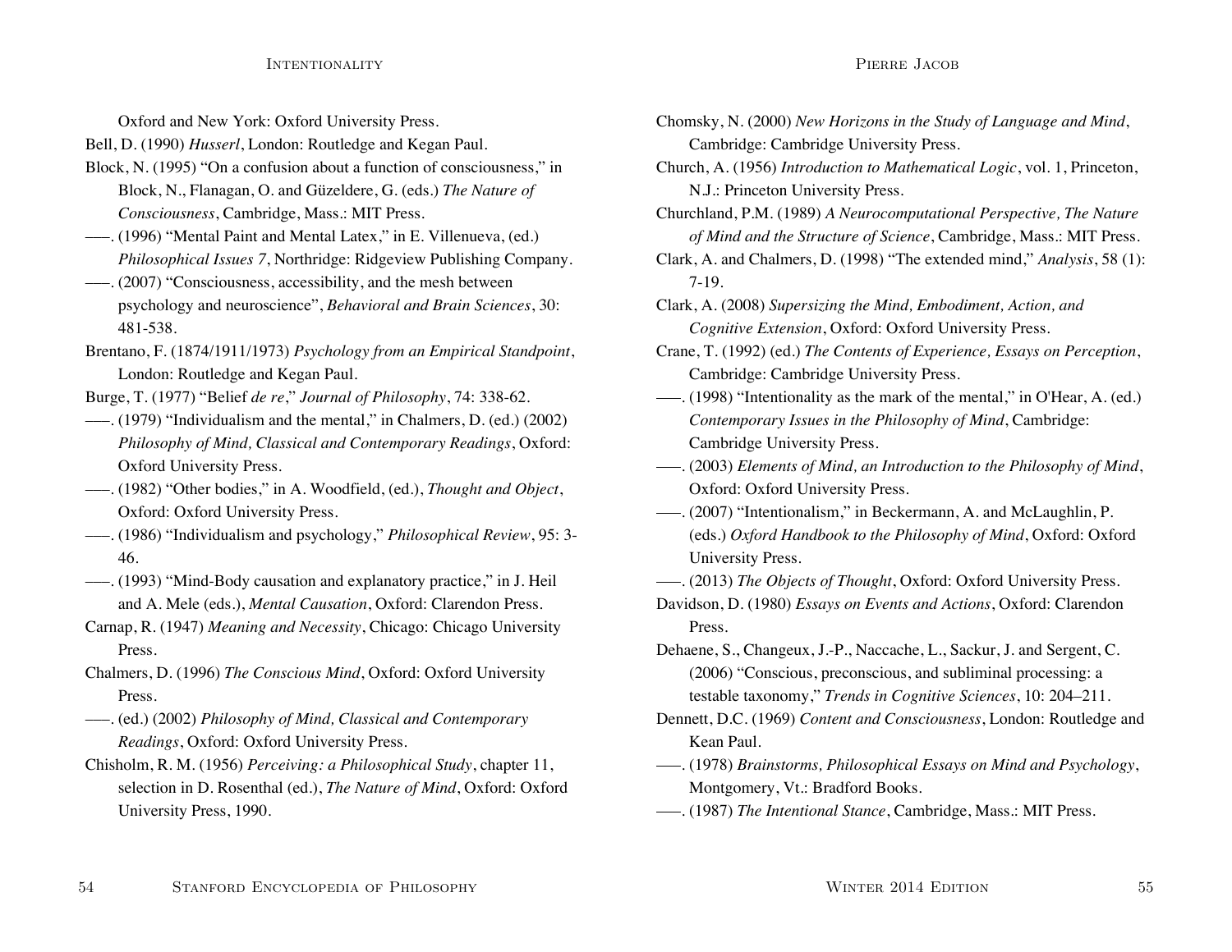Oxford and New York: Oxford University Press.

Bell, D. (1990) *Husserl*, London: Routledge and Kegan Paul.

Block, N. (1995) "On a confusion about a function of consciousness," in Block, N., Flanagan, O. and Güzeldere, G. (eds.) *The Nature of Consciousness*, Cambridge, Mass.: MIT Press.

–––. (1996) "Mental Paint and Mental Latex," in E. Villenueva, (ed.) *Philosophical Issues 7*, Northridge: Ridgeview Publishing Company.

–––. (2007) "Consciousness, accessibility, and the mesh between psychology and neuroscience", *Behavioral and Brain Sciences*, 30: 481-538.

Brentano, F. (1874/1911/1973) *Psychology from an Empirical Standpoint*, London: Routledge and Kegan Paul.

Burge, T. (1977) "Belief *de re*," *Journal of Philosophy*, 74: 338-62.

–––. (1979) "Individualism and the mental," in Chalmers, D. (ed.) (2002) *Philosophy of Mind, Classical and Contemporary Readings*, Oxford: Oxford University Press.

–––. (1982) "Other bodies," in A. Woodfield, (ed.), *Thought and Object*, Oxford: Oxford University Press.

–––. (1986) "Individualism and psychology," *Philosophical Review*, 95: 3-46.

–––. (1993) "Mind-Body causation and explanatory practice," in J. Heil and A. Mele (eds.), *Mental Causation*, Oxford: Clarendon Press.

Carnap, R. (1947) *Meaning and Necessity*, Chicago: Chicago University Press.

Chalmers, D. (1996) *The Conscious Mind*, Oxford: Oxford University Press.

–––. (ed.) (2002) *Philosophy of Mind, Classical and Contemporary Readings*, Oxford: Oxford University Press.

Chisholm, R. M. (1956) *Perceiving: a Philosophical Study*, chapter 11, selection in D. Rosenthal (ed.), *The Nature of Mind*, Oxford: Oxford University Press, 1990.

Chomsky, N. (2000) *New Horizons in the Study of Language and Mind*, Cambridge: Cambridge University Press.

Church, A. (1956) *Introduction to Mathematical Logic*, vol. 1, Princeton, N.J.: Princeton University Press.

Churchland, P.M. (1989) *A Neurocomputational Perspective, The Nature of Mind and the Structure of Science*, Cambridge, Mass.: MIT Press.

Clark, A. and Chalmers, D. (1998) "The extended mind," *Analysis*, 58 (1): 7-19.

Clark, A. (2008) *Supersizing the Mind, Embodiment, Action, and Cognitive Extension*, Oxford: Oxford University Press.

Crane, T. (1992) (ed.) *The Contents of Experience, Essays on Perception*, Cambridge: Cambridge University Press.

–––. (1998) "Intentionality as the mark of the mental," in O'Hear, A. (ed.) *Contemporary Issues in the Philosophy of Mind*, Cambridge: Cambridge University Press.

–––. (2003) *Elements of Mind, an Introduction to the Philosophy of Mind*, Oxford: Oxford University Press.

–––. (2007) "Intentionalism," in Beckermann, A. and McLaughlin, P. (eds.) *Oxford Handbook to the Philosophy of Mind*, Oxford: Oxford University Press.

–––. (2013) *The Objects of Thought*, Oxford: Oxford University Press.

Davidson, D. (1980) *Essays on Events and Actions*, Oxford: Clarendon Press.

Dehaene, S., Changeux, J.-P., Naccache, L., Sackur, J. and Sergent, C. (2006) "Conscious, preconscious, and subliminal processing: a testable taxonomy," *Trends in Cognitive Sciences*, 10: 204–211.

Dennett, D.C. (1969) *Content and Consciousness*, London: Routledge and Kean Paul.

–––. (1978) *Brainstorms, Philosophical Essays on Mind and Psychology*, Montgomery, Vt.: Bradford Books.

–––. (1987) *The Intentional Stance*, Cambridge, Mass.: MIT Press.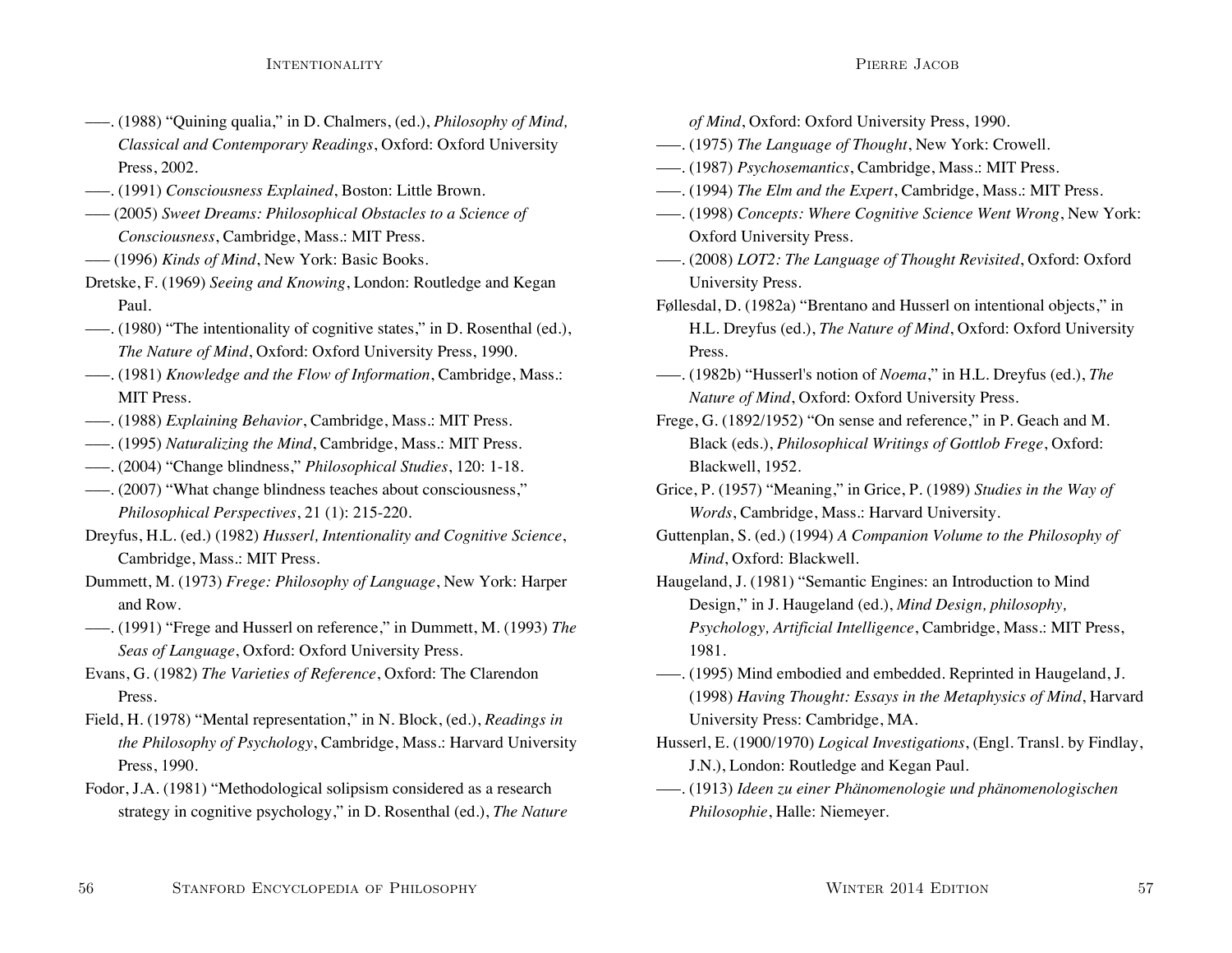——. (1988) "Quining qualia," in D. Chalmers, (ed.), *Philosophy of Mind, Classical and Contemporary Readings*, Oxford: Oxford University Press, 2002.

——. (1991) *Consciousness Explained*, Boston: Little Brown.

—— (2005) *Sweet Dreams: Philosophical Obstacles to a Science of Consciousness*, Cambridge, Mass.: MIT Press.

—— (1996) *Kinds of Mind*, New York: Basic Books.

Dretske, F. (1969) *Seeing and Knowing*, London: Routledge and Kegan Paul.

——. (1980) "The intentionality of cognitive states," in D. Rosenthal (ed.), *The Nature of Mind*, Oxford: Oxford University Press, 1990.

——. (1981) *Knowledge and the Flow of Information*, Cambridge, Mass.: MIT Press.

——. (1988) *Explaining Behavior*, Cambridge, Mass.: MIT Press.

——. (1995) *Naturalizing the Mind*, Cambridge, Mass.: MIT Press.

——. (2004) "Change blindness," *Philosophical Studies*, 120: 1-18.

——. (2007) "What change blindness teaches about consciousness," *Philosophical Perspectives*, 21 (1): 215-220.

Dreyfus, H.L. (ed.) (1982) *Husserl, Intentionality and Cognitive Science*, Cambridge, Mass.: MIT Press.

Dummett, M. (1973) *Frege: Philosophy of Language*, New York: Harper and Row.

——. (1991) "Frege and Husserl on reference," in Dummett, M. (1993) *The Seas of Language*, Oxford: Oxford University Press.

Evans, G. (1982) *The Varieties of Reference*, Oxford: The Clarendon Press.

Field, H. (1978) "Mental representation," in N. Block, (ed.), *Readings in the Philosophy of Psychology*, Cambridge, Mass.: Harvard University Press, 1990.

Fodor, J.A. (1981) "Methodological solipsism considered as a research strategy in cognitive psychology," in D. Rosenthal (ed.), *The Nature of Mind*, Oxford: Oxford University Press, 1990.

——. (1975) *The Language of Thought*, New York: Crowell.

——. (1987) *Psychosemantics*, Cambridge, Mass.: MIT Press.

——. (1994) *The Elm and the Expert*, Cambridge, Mass.: MIT Press.

——. (1998) *Concepts: Where Cognitive Science Went Wrong*, New York: Oxford University Press.

——. (2008) *LOT2: The Language of Thought Revisited*, Oxford: Oxford University Press.

Føllesdal, D. (1982a) "Brentano and Husserl on intentional objects," in H.L. Dreyfus (ed.), *The Nature of Mind*, Oxford: Oxford University Press.

——. (1982b) "Husserl's notion of *Noema*," in H.L. Dreyfus (ed.), *The Nature of Mind*, Oxford: Oxford University Press.

Frege, G. (1892/1952) "On sense and reference," in P. Geach and M. Black (eds.), *Philosophical Writings of Gottlob Frege*, Oxford: Blackwell, 1952.

Grice, P. (1957) "Meaning," in Grice, P. (1989) *Studies in the Way of Words*, Cambridge, Mass.: Harvard University.

Guttenplan, S. (ed.) (1994) *A Companion Volume to the Philosophy of Mind*, Oxford: Blackwell.

Haugeland, J. (1981) "Semantic Engines: an Introduction to Mind Design," in J. Haugeland (ed.), *Mind Design, philosophy, Psychology, Artificial Intelligence*, Cambridge, Mass.: MIT Press, 1981.

——. (1995) Mind embodied and embedded. Reprinted in Haugeland, J. (1998) *Having Thought: Essays in the Metaphysics of Mind*, Harvard University Press: Cambridge, MA.

Husserl, E. (1900/1970) *Logical Investigations*, (Engl. Transl. by Findlay, J.N.), London: Routledge and Kegan Paul.

——. (1913) *Ideen zu einer Phänomenologie und phänomenologischen Philosophie*, Halle: Niemeyer.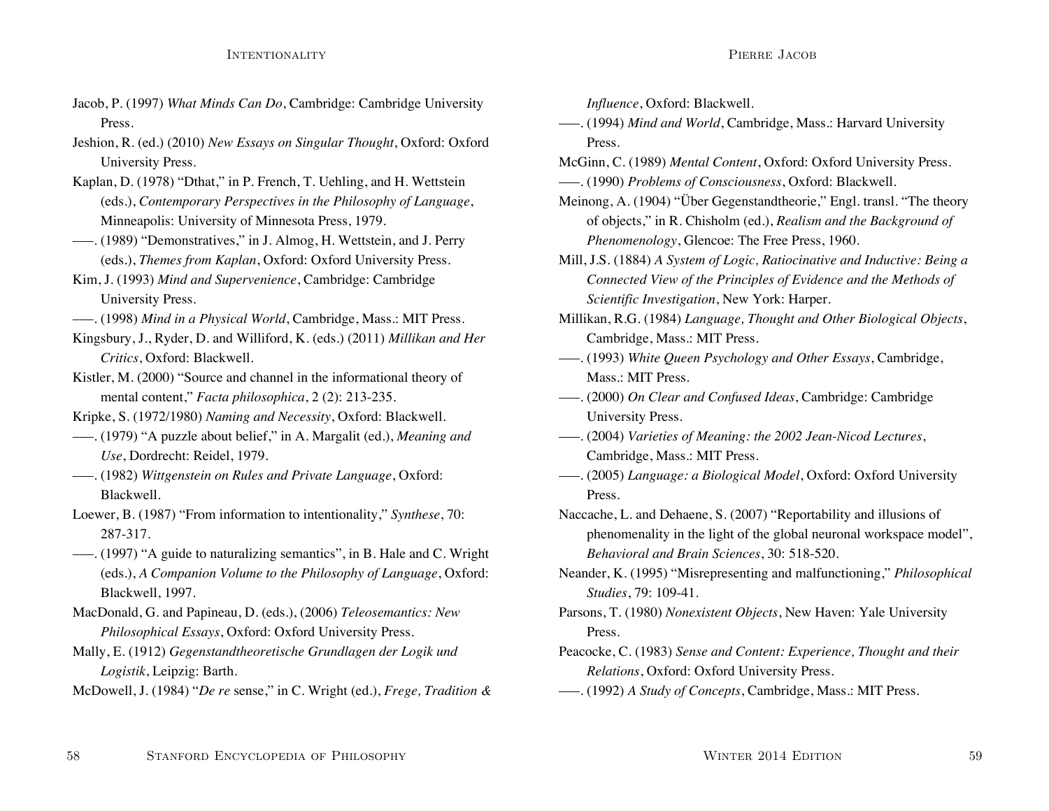Jacob, P. (1997) *What Minds Can Do*, Cambridge: Cambridge University Press.

Jeshion, R. (ed.) (2010) *New Essays on Singular Thought*, Oxford: Oxford University Press.

Kaplan, D. (1978) "Dthat," in P. French, T. Uehling, and H. Wettstein (eds.), *Contemporary Perspectives in the Philosophy of Language*, Minneapolis: University of Minnesota Press, 1979.

–––. (1989) "Demonstratives," in J. Almog, H. Wettstein, and J. Perry (eds.), *Themes from Kaplan*, Oxford: Oxford University Press.

Kim, J. (1993) *Mind and Supervenience*, Cambridge: Cambridge University Press.

–––. (1998) *Mind in a Physical World*, Cambridge, Mass.: MIT Press.

Kingsbury, J., Ryder, D. and Williford, K. (eds.) (2011) *Millikan and Her Critics*, Oxford: Blackwell.

Kistler, M. (2000) "Source and channel in the informational theory of mental content," *Facta philosophica*, 2 (2): 213-235.

Kripke, S. (1972/1980) *Naming and Necessity*, Oxford: Blackwell.

–––. (1979) "A puzzle about belief," in A. Margalit (ed.), *Meaning and Use*, Dordrecht: Reidel, 1979.

–––. (1982) *Wittgenstein on Rules and Private Language*, Oxford: Blackwell.

Loewer, B. (1987) "From information to intentionality," *Synthese*, 70: 287-317.

–––. (1997) "A guide to naturalizing semantics", in B. Hale and C. Wright (eds.), *A Companion Volume to the Philosophy of Language*, Oxford: Blackwell, 1997.

MacDonald, G. and Papineau, D. (eds.), (2006) *Teleosemantics: New Philosophical Essays*, Oxford: Oxford University Press.

Mally, E. (1912) *Gegenstandtheoretische Grundlagen der Logik und Logistik*, Leipzig: Barth.

McDowell, J. (1984) "*De re* sense," in C. Wright (ed.), *Frege, Tradition & Influence*, Oxford: Blackwell.

–––. (1994) *Mind and World*, Cambridge, Mass.: Harvard University Press.

McGinn, C. (1989) *Mental Content*, Oxford: Oxford University Press.

–––. (1990) *Problems of Consciousness*, Oxford: Blackwell.

Meinong, A. (1904) "Über Gegenstandtheorie," Engl. transl. "The theory of objects," in R. Chisholm (ed.), *Realism and the Background of Phenomenology*, Glencoe: The Free Press, 1960.

Mill, J.S. (1884) *A System of Logic, Ratiocinative and Inductive: Being a Connected View of the Principles of Evidence and the Methods of Scientific Investigation*, New York: Harper.

Millikan, R.G. (1984) *Language, Thought and Other Biological Objects*, Cambridge, Mass.: MIT Press.

–––. (1993) *White Queen Psychology and Other Essays*, Cambridge, Mass.: MIT Press.

–––. (2000) *On Clear and Confused Ideas*, Cambridge: Cambridge University Press.

–––. (2004) *Varieties of Meaning: the 2002 Jean-Nicod Lectures*, Cambridge, Mass.: MIT Press.

–––. (2005) *Language: a Biological Model*, Oxford: Oxford University Press.

Naccache, L. and Dehaene, S. (2007) "Reportability and illusions of phenomenality in the light of the global neuronal workspace model", *Behavioral and Brain Sciences*, 30: 518-520.

Neander, K. (1995) "Misrepresenting and malfunctioning," *Philosophical Studies*, 79: 109-41.

Parsons, T. (1980) *Nonexistent Objects*, New Haven: Yale University Press.

Peacocke, C. (1983) *Sense and Content: Experience, Thought and their Relations*, Oxford: Oxford University Press.

–––. (1992) *A Study of Concepts*, Cambridge, Mass.: MIT Press.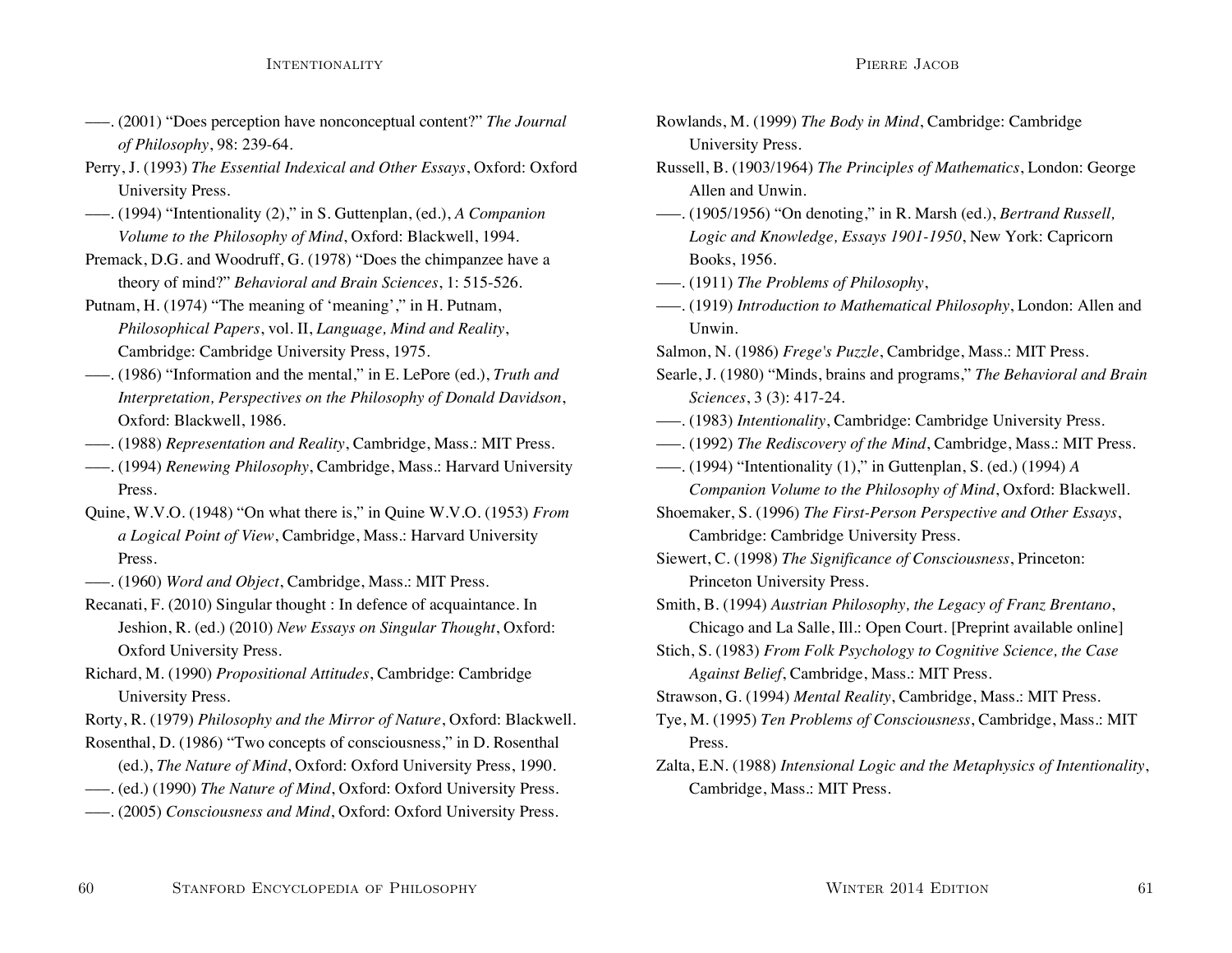–––. (2001) "Does perception have nonconceptual content?" *The Journal of Philosophy*, 98: 239-64.

Perry, J. (1993) *The Essential Indexical and Other Essays*, Oxford: Oxford University Press.

–––. (1994) "Intentionality (2)," in S. Guttenplan, (ed.), *A Companion Volume to the Philosophy of Mind*, Oxford: Blackwell, 1994.

Premack, D.G. and Woodruff, G. (1978) "Does the chimpanzee have a theory of mind?" *Behavioral and Brain Sciences*, 1: 515-526.

Putnam, H. (1974) "The meaning of 'meaning'," in H. Putnam, *Philosophical Papers*, vol. II, *Language, Mind and Reality*, Cambridge: Cambridge University Press, 1975.

–––. (1986) "Information and the mental," in E. LePore (ed.), *Truth and Interpretation, Perspectives on the Philosophy of Donald Davidson*, Oxford: Blackwell, 1986.

–––. (1988) *Representation and Reality*, Cambridge, Mass.: MIT Press.

–––. (1994) *Renewing Philosophy*, Cambridge, Mass.: Harvard University Press.

Quine, W.V.O. (1948) "On what there is," in Quine W.V.O. (1953) *From a Logical Point of View*, Cambridge, Mass.: Harvard University Press.

–––. (1960) *Word and Object*, Cambridge, Mass.: MIT Press.

Recanati, F. (2010) Singular thought : In defence of acquaintance. In Jeshion, R. (ed.) (2010) *New Essays on Singular Thought*, Oxford: Oxford University Press.

Richard, M. (1990) *Propositional Attitudes*, Cambridge: Cambridge University Press.

Rorty, R. (1979) *Philosophy and the Mirror of Nature*, Oxford: Blackwell.

Rosenthal, D. (1986) "Two concepts of consciousness," in D. Rosenthal (ed.), *The Nature of Mind*, Oxford: Oxford University Press, 1990.

–––. (ed.) (1990) *The Nature of Mind*, Oxford: Oxford University Press.

–––. (2005) *Consciousness and Mind*, Oxford: Oxford University Press.

Rowlands, M. (1999) *The Body in Mind*, Cambridge: Cambridge University Press.

Russell, B. (1903/1964) *The Principles of Mathematics*, London: George Allen and Unwin.

–––. (1905/1956) "On denoting," in R. Marsh (ed.), *Bertrand Russell, Logic and Knowledge, Essays 1901-1950*, New York: Capricorn Books, 1956.

–––. (1911) *The Problems of Philosophy*,

–––. (1919) *Introduction to Mathematical Philosophy*, London: Allen and Unwin.

Salmon, N. (1986) *Frege's Puzzle*, Cambridge, Mass.: MIT Press.

Searle, J. (1980) "Minds, brains and programs," *The Behavioral and Brain Sciences*, 3 (3): 417-24.

–––. (1983) *Intentionality*, Cambridge: Cambridge University Press.

–––. (1992) *The Rediscovery of the Mind*, Cambridge, Mass.: MIT Press.

–––. (1994) "Intentionality (1)," in Guttenplan, S. (ed.) (1994) *A Companion Volume to the Philosophy of Mind*, Oxford: Blackwell.

Shoemaker, S. (1996) *The First-Person Perspective and Other Essays*, Cambridge: Cambridge University Press.

Siewert, C. (1998) *The Significance of Consciousness*, Princeton: Princeton University Press.

Smith, B. (1994) *Austrian Philosophy, the Legacy of Franz Brentano*, Chicago and La Salle, Ill.: Open Court. [Preprint available online]

Stich, S. (1983) *From Folk Psychology to Cognitive Science, the Case Against Belief*, Cambridge, Mass.: MIT Press.

Strawson, G. (1994) *Mental Reality*, Cambridge, Mass.: MIT Press.

Tye, M. (1995) *Ten Problems of Consciousness*, Cambridge, Mass.: MIT Press.

Zalta, E.N. (1988) *Intensional Logic and the Metaphysics of Intentionality*, Cambridge, Mass.: MIT Press.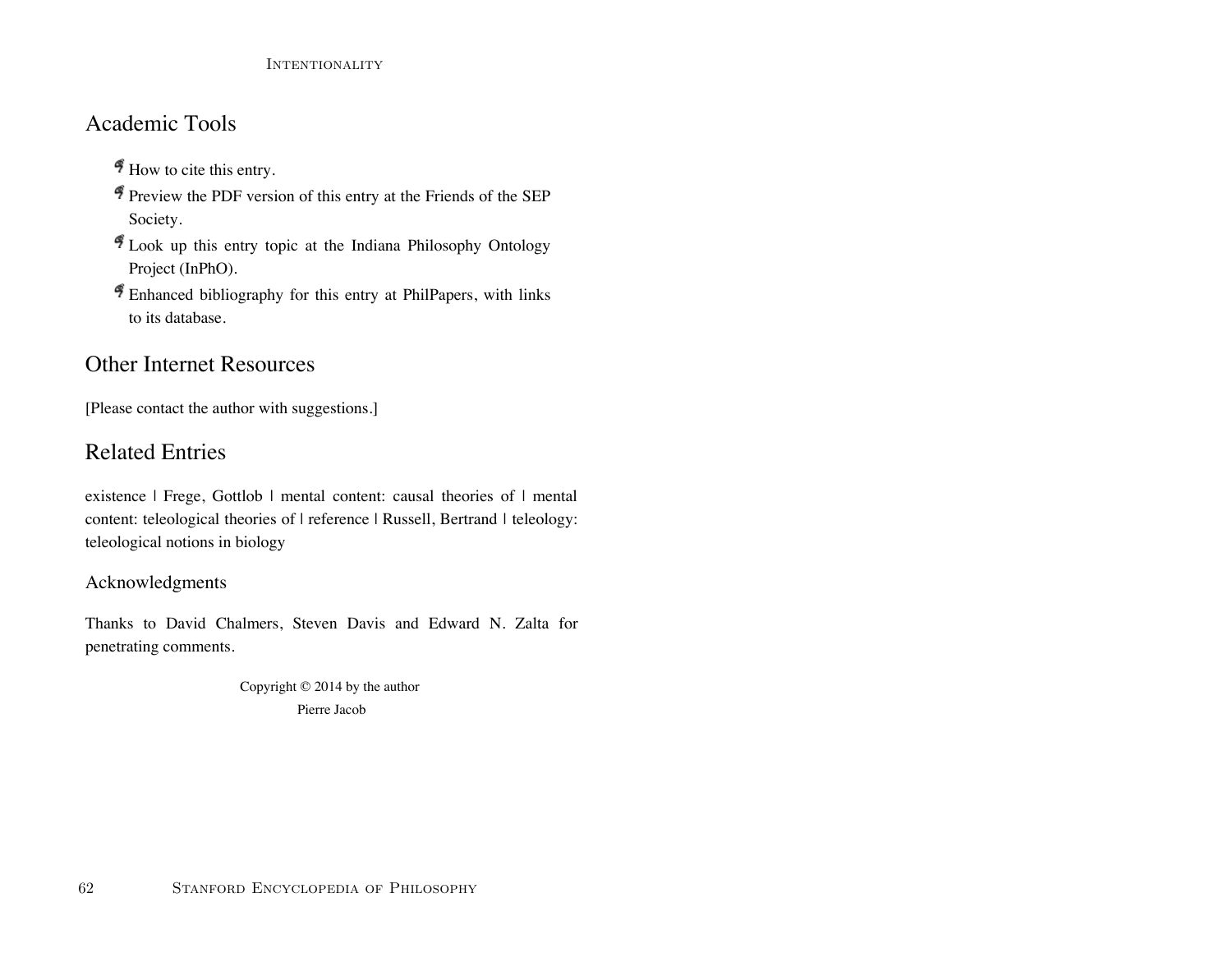## Academic Tools

- How to cite this entry.
- Preview the PDF version of this entry at the Friends of the SEP Society.
- Look up this entry topic at the Indiana Philosophy Ontology Project (InPhO).
- Enhanced bibliography for this entry at PhilPapers, with links to its database.

## Other Internet Resources

[Please contact the author with suggestions.]

## Related Entries

existence | Frege, Gottlob | mental content: causal theories of | mental content: teleological theories of | reference | Russell, Bertrand | teleology: teleological notions in biology

### Acknowledgments

Thanks to David Chalmers, Steven Davis and Edward N. Zalta for penetrating comments.

Copyright © 2014 by the author
Pierre Jacob